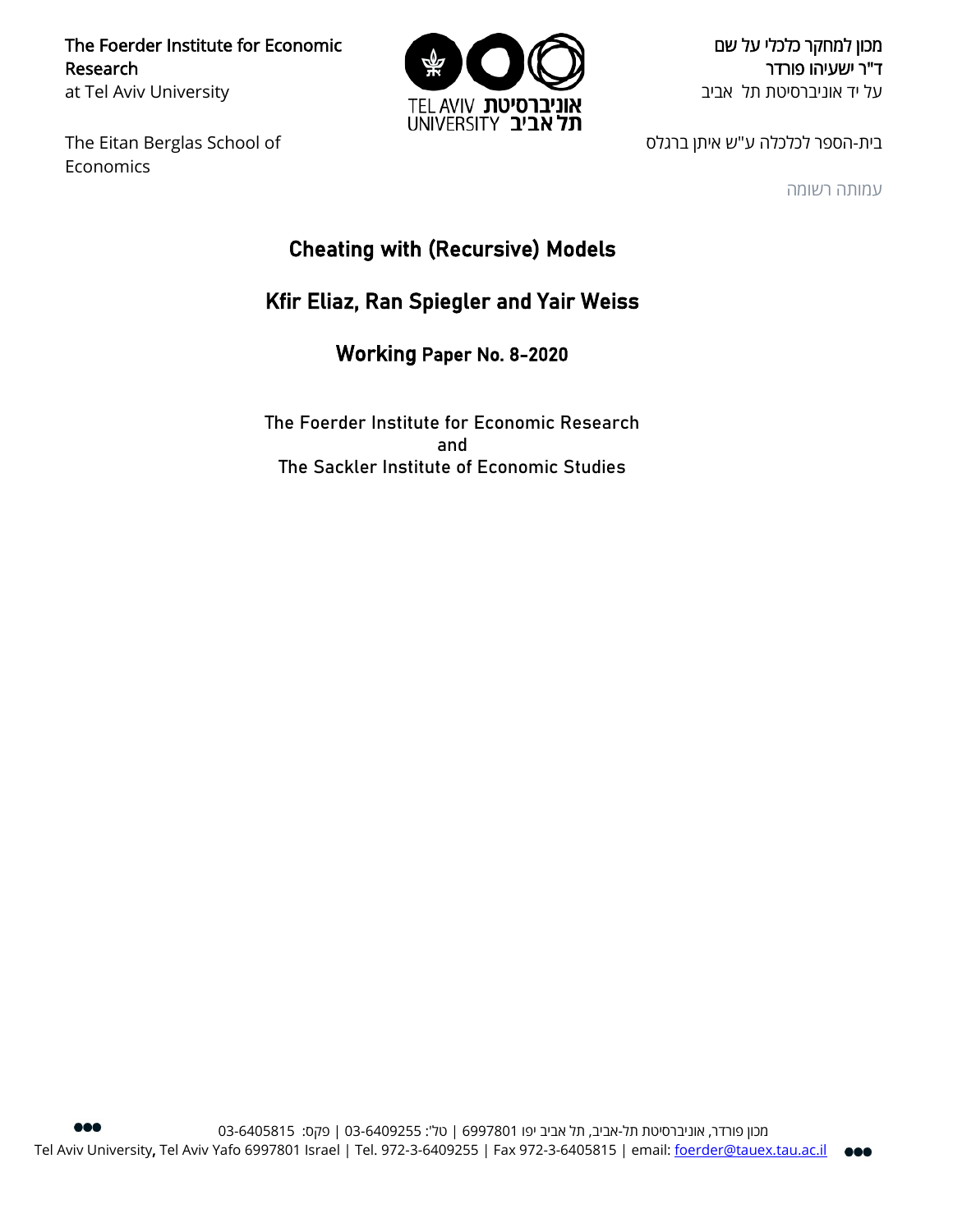The Foerder Institute for Economic Research
at Tel Aviv University

מכון למחקר כלכלי על שם
ד"ר ישעיהו פורדר
על יד אוניברסיטת תל אביב

The Eitan Berglas School of Economics

בית-הספר לכלכלה ע"ש איתן ברגלס

עמותה רשומה

# Cheating with (Recursive) Models

## Kfir Eliaz, Ran Spiegler and Yair Weiss

### Working Paper No. 8-2020

The Foerder Institute for Economic Research
and
The Sackler Institute of Economic Studies

מכון פורדר, אוניברסיטת תל-אביב, תל אביב יפו 6997801 | טל': 03-6409255 | פקס: 03-6405815
Tel Aviv University, Tel Aviv Yafo 6997801 Israel | Tel. 972-3-6409255 | Fax 972-3-6405815 | email: foerder@tauex.tau.ac.il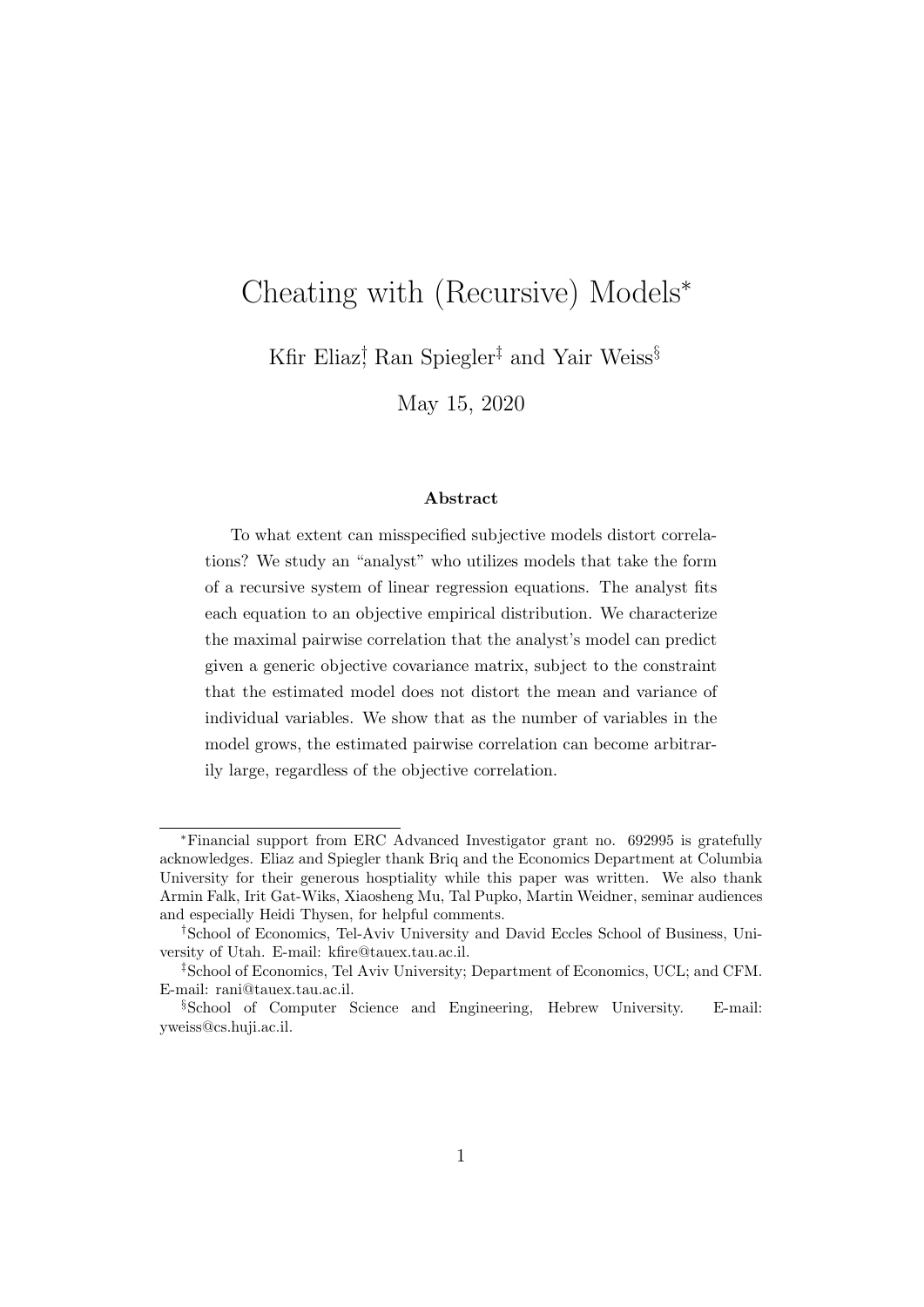# Cheating with (Recursive) Models*

Kfir Eliaz[†], Ran Spiegler[‡] and Yair Weiss[§]

May 15, 2020

### Abstract

To what extent can misspecified subjective models distort correlations? We study an "analyst" who utilizes models that take the form of a recursive system of linear regression equations. The analyst fits each equation to an objective empirical distribution. We characterize the maximal pairwise correlation that the analyst's model can predict given a generic objective covariance matrix, subject to the constraint that the estimated model does not distort the mean and variance of individual variables. We show that as the number of variables in the model grows, the estimated pairwise correlation can become arbitrarily large, regardless of the objective correlation.

---

*Financial support from ERC Advanced Investigator grant no. 692995 is gratefully acknowledges. Eliaz and Spiegler thank Briq and the Economics Department at Columbia University for their generous hosptiality while this paper was written. We also thank Armin Falk, Irit Gat-Wiks, Xiaosheng Mu, Tal Pupko, Martin Weidner, seminar audiences and especially Heidi Thysen, for helpful comments.

†School of Economics, Tel-Aviv University and David Eccles School of Business, University of Utah. E-mail: kfire@tauex.tau.ac.il.

‡School of Economics, Tel Aviv University; Department of Economics, UCL; and CFM. E-mail: rani@tauex.tau.ac.il.

§School of Computer Science and Engineering, Hebrew University. E-mail: yweiss@cs.huji.ac.il.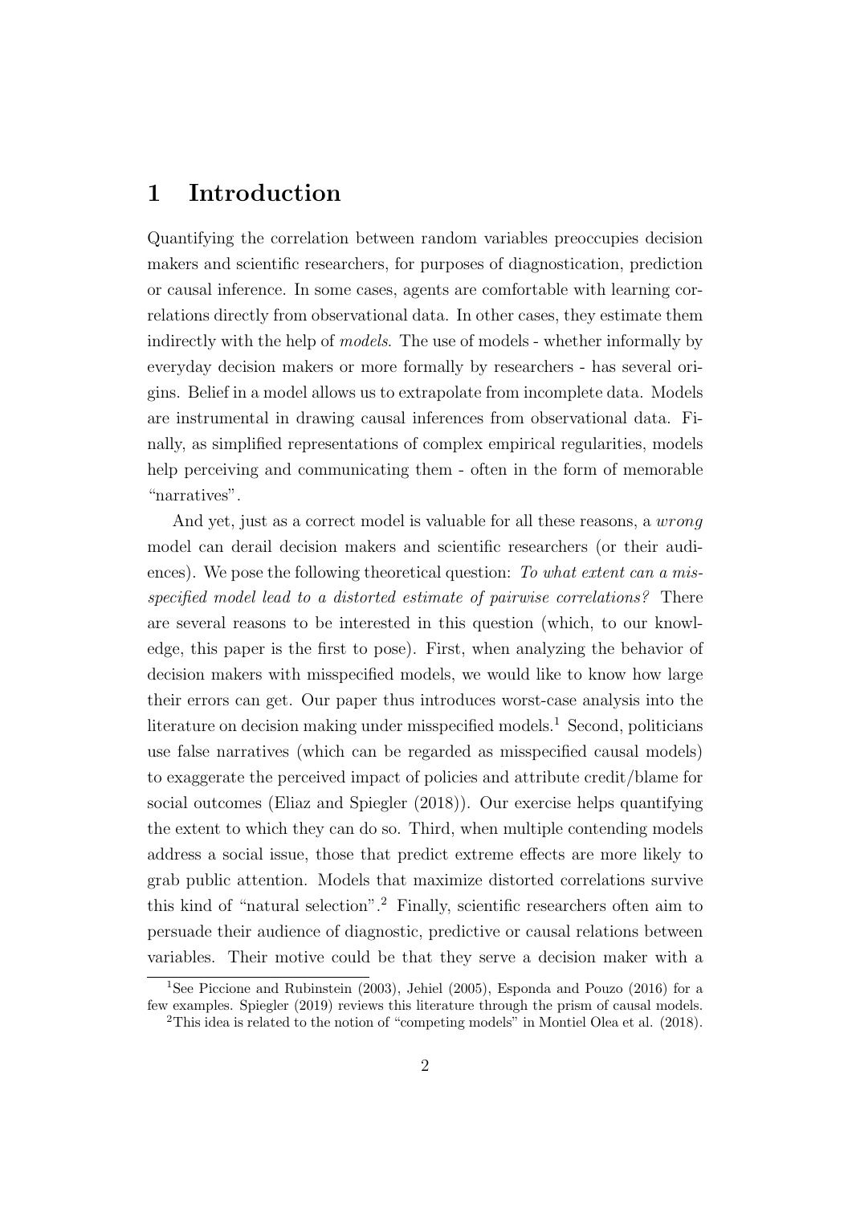# 1 Introduction

Quantifying the correlation between random variables preoccupies decision makers and scientific researchers, for purposes of diagnostication, prediction or causal inference. In some cases, agents are comfortable with learning correlations directly from observational data. In other cases, they estimate them indirectly with the help of *models*. The use of models - whether informally by everyday decision makers or more formally by researchers - has several origins. Belief in a model allows us to extrapolate from incomplete data. Models are instrumental in drawing causal inferences from observational data. Finally, as simplified representations of complex empirical regularities, models help perceiving and communicating them - often in the form of memorable "narratives".

And yet, just as a correct model is valuable for all these reasons, a *wrong* model can derail decision makers and scientific researchers (or their audiences). We pose the following theoretical question: *To what extent can a misspecified model lead to a distorted estimate of pairwise correlations?* There are several reasons to be interested in this question (which, to our knowledge, this paper is the first to pose). First, when analyzing the behavior of decision makers with misspecified models, we would like to know how large their errors can get. Our paper thus introduces worst-case analysis into the literature on decision making under misspecified models.[1] Second, politicians use false narratives (which can be regarded as misspecified causal models) to exaggerate the perceived impact of policies and attribute credit/blame for social outcomes (Eliaz and Spiegler (2018)). Our exercise helps quantifying the extent to which they can do so. Third, when multiple contending models address a social issue, those that predict extreme effects are more likely to grab public attention. Models that maximize distorted correlations survive this kind of "natural selection".[2] Finally, scientific researchers often aim to persuade their audience of diagnostic, predictive or causal relations between variables. Their motive could be that they serve a decision maker with a

[1] See Piccione and Rubinstein (2003), Jehiel (2005), Esponda and Pouzo (2016) for a few examples. Spiegler (2019) reviews this literature through the prism of causal models.

[2] This idea is related to the notion of "competing models" in Montiel Olea et al. (2018).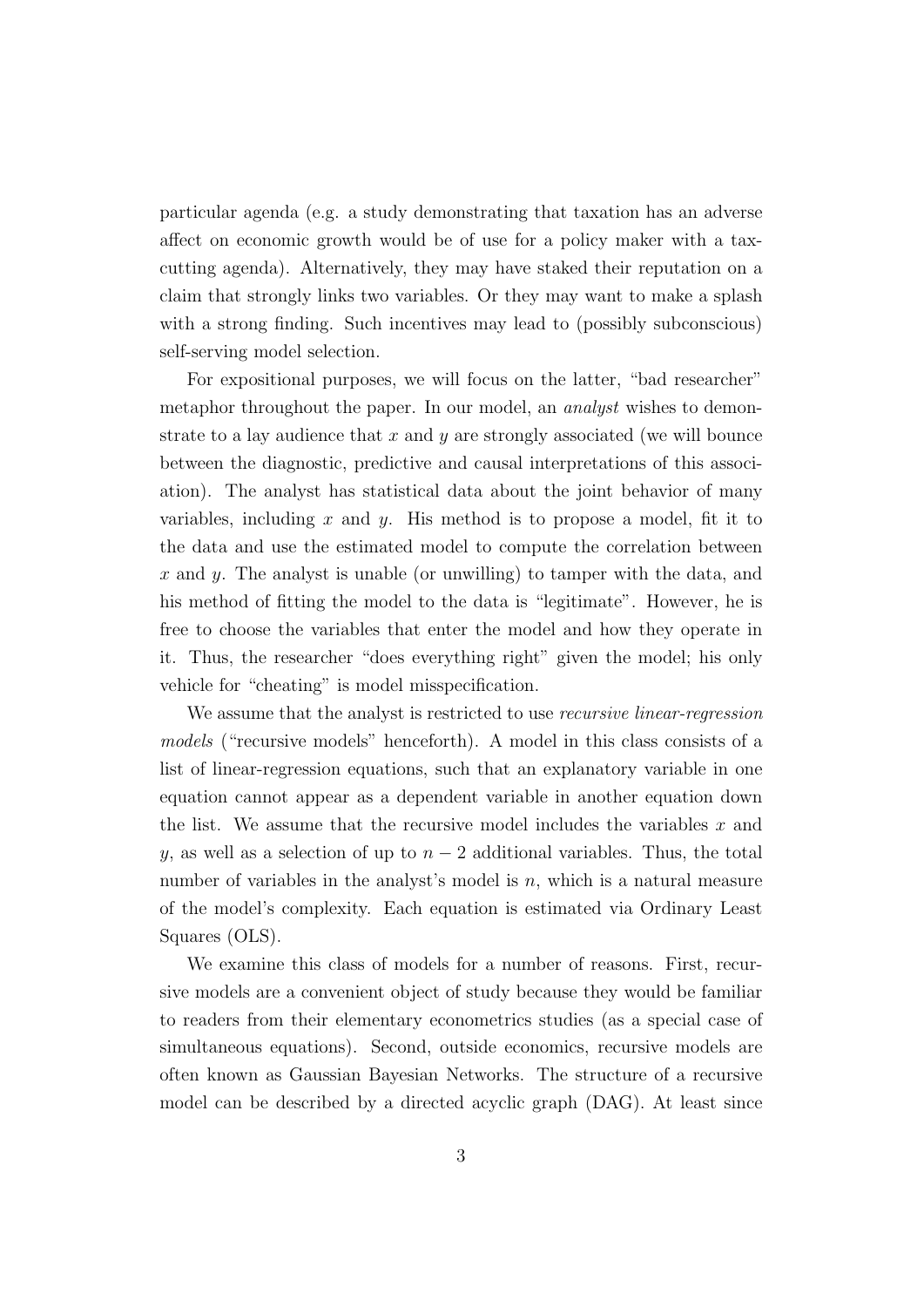particular agenda (e.g. a study demonstrating that taxation has an adverse affect on economic growth would be of use for a policy maker with a tax-cutting agenda). Alternatively, they may have staked their reputation on a claim that strongly links two variables. Or they may want to make a splash with a strong finding. Such incentives may lead to (possibly subconscious) self-serving model selection.

For expositional purposes, we will focus on the latter, "bad researcher" metaphor throughout the paper. In our model, an *analyst* wishes to demonstrate to a lay audience that $x$ and $y$ are strongly associated (we will bounce between the diagnostic, predictive and causal interpretations of this association). The analyst has statistical data about the joint behavior of many variables, including $x$ and $y$. His method is to propose a model, fit it to the data and use the estimated model to compute the correlation between $x$ and $y$. The analyst is unable (or unwilling) to tamper with the data, and his method of fitting the model to the data is "legitimate". However, he is free to choose the variables that enter the model and how they operate in it. Thus, the researcher "does everything right" given the model; his only vehicle for "cheating" is model misspecification.

We assume that the analyst is restricted to use *recursive linear-regression models* ("recursive models" henceforth). A model in this class consists of a list of linear-regression equations, such that an explanatory variable in one equation cannot appear as a dependent variable in another equation down the list. We assume that the recursive model includes the variables $x$ and $y$, as well as a selection of up to $n-2$ additional variables. Thus, the total number of variables in the analyst's model is $n$, which is a natural measure of the model's complexity. Each equation is estimated via Ordinary Least Squares (OLS).

We examine this class of models for a number of reasons. First, recursive models are a convenient object of study because they would be familiar to readers from their elementary econometrics studies (as a special case of simultaneous equations). Second, outside economics, recursive models are often known as Gaussian Bayesian Networks. The structure of a recursive model can be described by a directed acyclic graph (DAG). At least since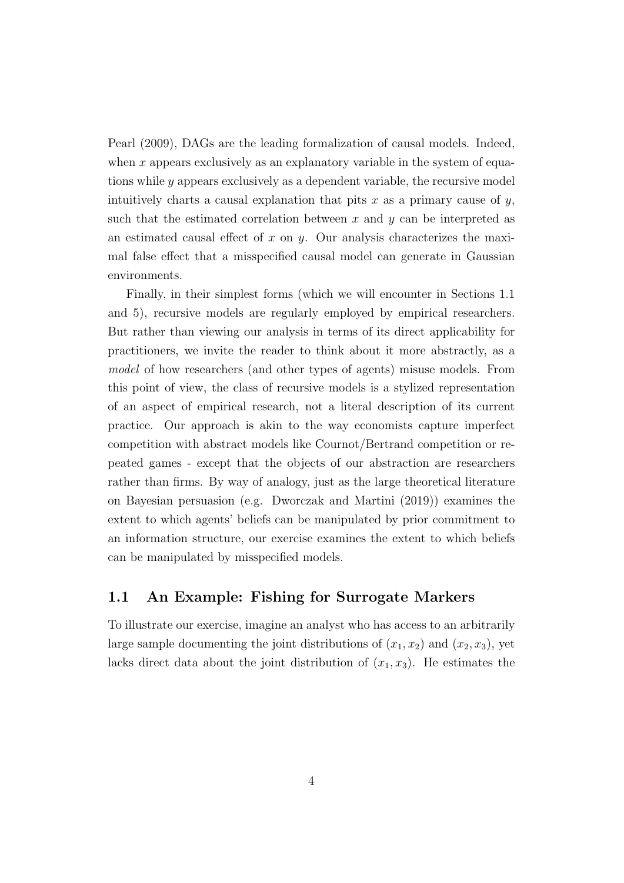Pearl (2009), DAGs are the leading formalization of causal models. Indeed, when $x$ appears exclusively as an explanatory variable in the system of equations while $y$ appears exclusively as a dependent variable, the recursive model intuitively charts a causal explanation that pits $x$ as a primary cause of $y$, such that the estimated correlation between $x$ and $y$ can be interpreted as an estimated causal effect of $x$ on $y$. Our analysis characterizes the maximal false effect that a misspecified causal model can generate in Gaussian environments.

Finally, in their simplest forms (which we will encounter in Sections 1.1 and 5), recursive models are regularly employed by empirical researchers. But rather than viewing our analysis in terms of its direct applicability for practitioners, we invite the reader to think about it more abstractly, as a *model* of how researchers (and other types of agents) misuse models. From this point of view, the class of recursive models is a stylized representation of an aspect of empirical research, not a literal description of its current practice. Our approach is akin to the way economists capture imperfect competition with abstract models like Cournot/Bertrand competition or repeated games - except that the objects of our abstraction are researchers rather than firms. By way of analogy, just as the large theoretical literature on Bayesian persuasion (e.g. Dworczak and Martini (2019)) examines the extent to which agents' beliefs can be manipulated by prior commitment to an information structure, our exercise examines the extent to which beliefs can be manipulated by misspecified models.

## 1.1 An Example: Fishing for Surrogate Markers

To illustrate our exercise, imagine an analyst who has access to an arbitrarily large sample documenting the joint distributions of $(x_1, x_2)$ and $(x_2, x_3)$, yet lacks direct data about the joint distribution of $(x_1, x_3)$. He estimates the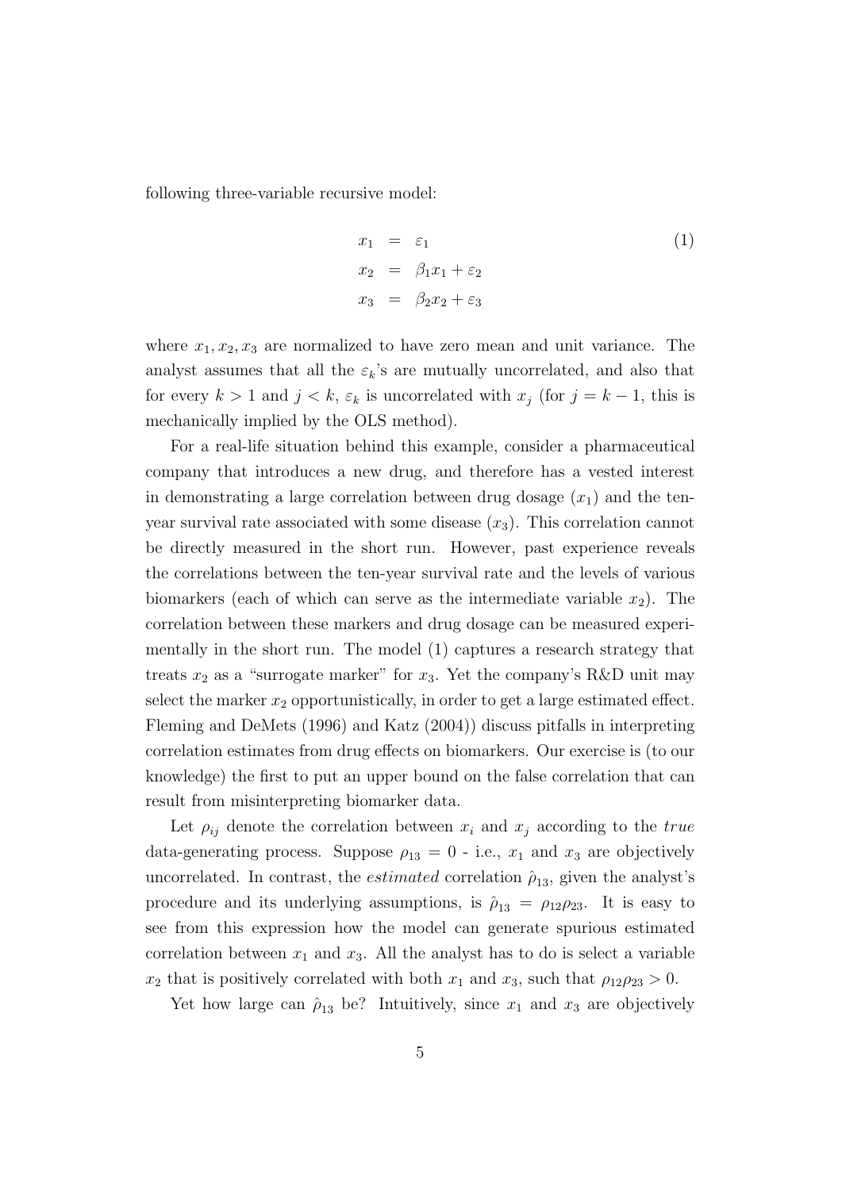following three-variable recursive model:

$$
\begin{aligned}
x_1 &= \varepsilon_1 \\
x_2 &= \beta_1 x_1 + \varepsilon_2 \\
x_3 &= \beta_2 x_2 + \varepsilon_3
\end{aligned}
\tag{1}
$$

where $x_1, x_2, x_3$ are normalized to have zero mean and unit variance. The analyst assumes that all the $\varepsilon_k$'s are mutually uncorrelated, and also that for every $k > 1$ and $j < k$, $\varepsilon_k$ is uncorrelated with $x_j$ (for $j = k - 1$, this is mechanically implied by the OLS method).

For a real-life situation behind this example, consider a pharmaceutical company that introduces a new drug, and therefore has a vested interest in demonstrating a large correlation between drug dosage ($x_1$) and the ten-year survival rate associated with some disease ($x_3$). This correlation cannot be directly measured in the short run. However, past experience reveals the correlations between the ten-year survival rate and the levels of various biomarkers (each of which can serve as the intermediate variable $x_2$). The correlation between these markers and drug dosage can be measured experimentally in the short run. The model (1) captures a research strategy that treats $x_2$ as a "surrogate marker" for $x_3$. Yet the company's R&D unit may select the marker $x_2$ opportunistically, in order to get a large estimated effect. Fleming and DeMets (1996) and Katz (2004)) discuss pitfalls in interpreting correlation estimates from drug effects on biomarkers. Our exercise is (to our knowledge) the first to put an upper bound on the false correlation that can result from misinterpreting biomarker data.

Let $\rho_{ij}$ denote the correlation between $x_i$ and $x_j$ according to the *true* data-generating process. Suppose $\rho_{13} = 0$ - i.e., $x_1$ and $x_3$ are objectively uncorrelated. In contrast, the *estimated* correlation $\hat{\rho}_{13}$, given the analyst's procedure and its underlying assumptions, is $\hat{\rho}_{13} = \rho_{12}\rho_{23}$. It is easy to see from this expression how the model can generate spurious estimated correlation between $x_1$ and $x_3$. All the analyst has to do is select a variable $x_2$ that is positively correlated with both $x_1$ and $x_3$, such that $\rho_{12}\rho_{23} > 0$.

Yet how large can $\hat{\rho}_{13}$ be? Intuitively, since $x_1$ and $x_3$ are objectively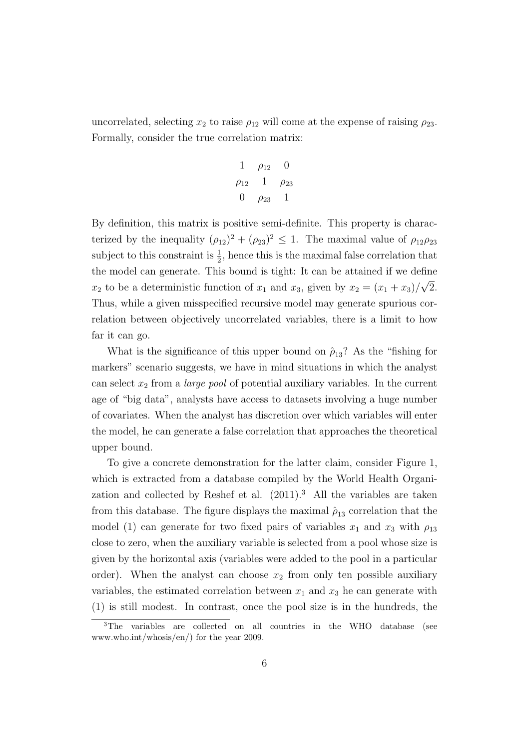uncorrelated, selecting $x_2$ to raise $\rho_{12}$ will come at the expense of raising $\rho_{23}$. Formally, consider the true correlation matrix:

$$\begin{matrix} 1 & \rho_{12} & 0 \\ \rho_{12} & 1 & \rho_{23} \\ 0 & \rho_{23} & 1 \end{matrix}$$

By definition, this matrix is positive semi-definite. This property is characterized by the inequality $(\rho_{12})^2 + (\rho_{23})^2 \leq 1$. The maximal value of $\rho_{12}\rho_{23}$ subject to this constraint is $\frac{1}{2}$, hence this is the maximal false correlation that the model can generate. This bound is tight: It can be attained if we define $x_2$ to be a deterministic function of $x_1$ and $x_3$, given by $x_2 = (x_1 + x_3)/\sqrt{2}$. Thus, while a given misspecified recursive model may generate spurious correlation between objectively uncorrelated variables, there is a limit to how far it can go.

What is the significance of this upper bound on $\hat{\rho}_{13}$? As the "fishing for markers" scenario suggests, we have in mind situations in which the analyst can select $x_2$ from a *large pool* of potential auxiliary variables. In the current age of "big data", analysts have access to datasets involving a huge number of covariates. When the analyst has discretion over which variables will enter the model, he can generate a false correlation that approaches the theoretical upper bound.

To give a concrete demonstration for the latter claim, consider Figure 1, which is extracted from a database compiled by the World Health Organization and collected by Reshef et al. (2011).[3] All the variables are taken from this database. The figure displays the maximal $\hat{\rho}_{13}$ correlation that the model (1) can generate for two fixed pairs of variables $x_1$ and $x_3$ with $\rho_{13}$ close to zero, when the auxiliary variable is selected from a pool whose size is given by the horizontal axis (variables were added to the pool in a particular order). When the analyst can choose $x_2$ from only ten possible auxiliary variables, the estimated correlation between $x_1$ and $x_3$ he can generate with (1) is still modest. In contrast, once the pool size is in the hundreds, the

[3] The variables are collected on all countries in the WHO database (see www.who.int/whosis/en/) for the year 2009.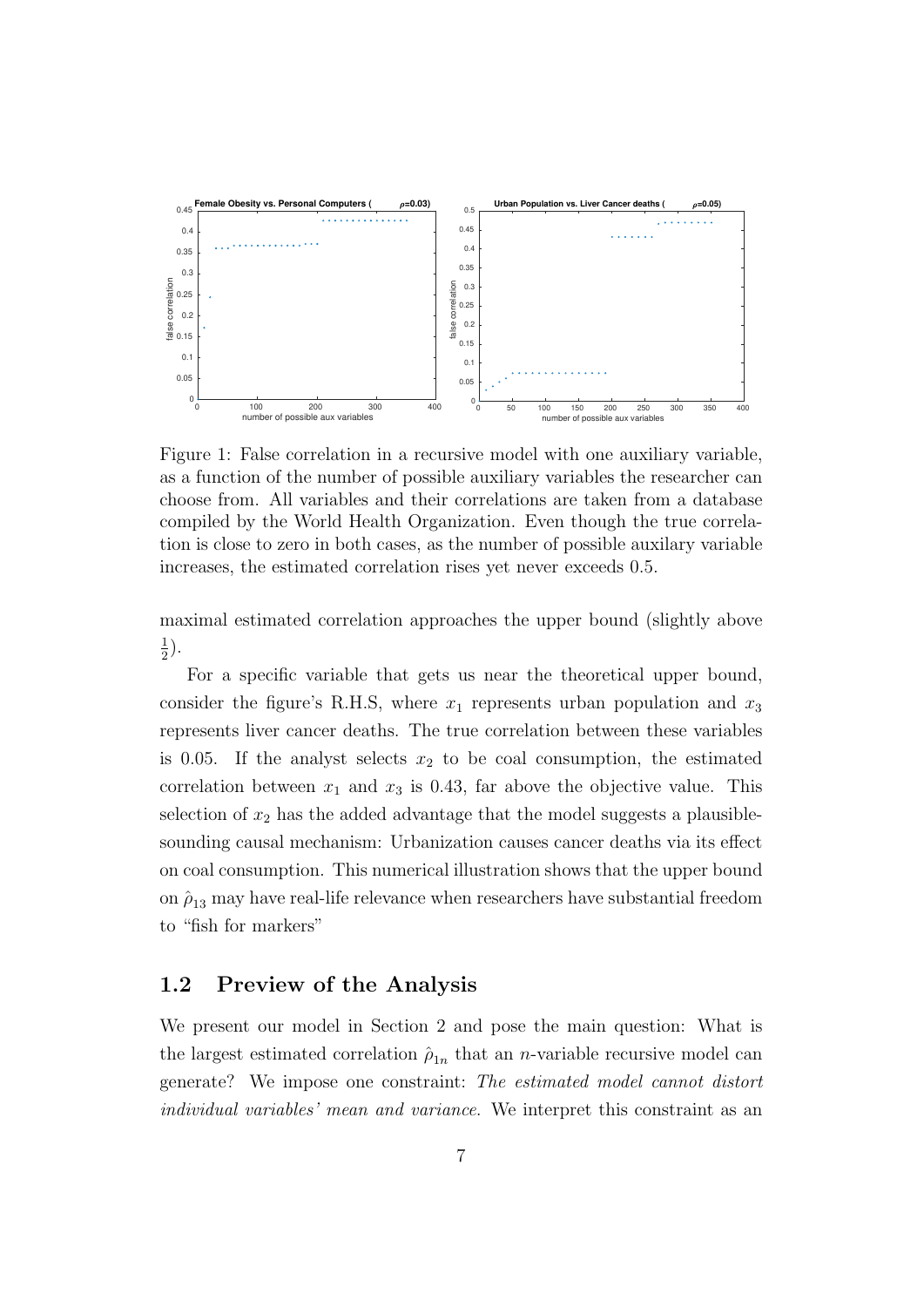Figure 1: False correlation in a recursive model with one auxiliary variable, as a function of the number of possible auxiliary variables the researcher can choose from. All variables and their correlations are taken from a database compiled by the World Health Organization. Even though the true correlation is close to zero in both cases, as the number of possible auxilary variable increases, the estimated correlation rises yet never exceeds 0.5.

maximal estimated correlation approaches the upper bound (slightly above $\frac{1}{2}$).

For a specific variable that gets us near the theoretical upper bound, consider the figure's R.H.S, where $x_1$ represents urban population and $x_3$ represents liver cancer deaths. The true correlation between these variables is 0.05. If the analyst selects $x_2$ to be coal consumption, the estimated correlation between $x_1$ and $x_3$ is 0.43, far above the objective value. This selection of $x_2$ has the added advantage that the model suggests a plausible-sounding causal mechanism: Urbanization causes cancer deaths via its effect on coal consumption. This numerical illustration shows that the upper bound on $\hat{\rho}_{13}$ may have real-life relevance when researchers have substantial freedom to "fish for markers"

## 1.2 Preview of the Analysis

We present our model in Section 2 and pose the main question: What is the largest estimated correlation $\hat{\rho}_{1n}$ that an $n$-variable recursive model can generate? We impose one constraint: *The estimated model cannot distort individual variables' mean and variance*. We interpret this constraint as an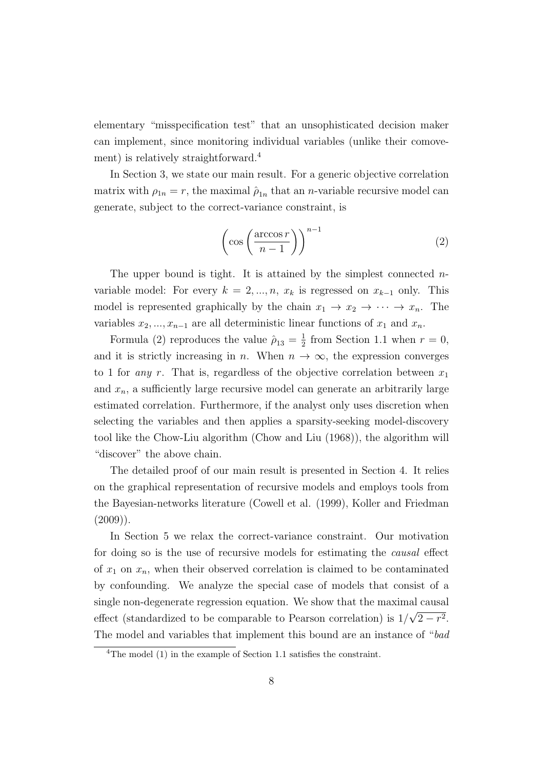elementary "misspecification test" that an unsophisticated decision maker can implement, since monitoring individual variables (unlike their comovement) is relatively straightforward.[4]

In Section 3, we state our main result. For a generic objective correlation matrix with $\rho_{1n} = r$, the maximal $\hat{\rho}_{1n}$ that an $n$-variable recursive model can generate, subject to the correct-variance constraint, is

$$\left( \cos \left( \frac{\arccos r}{n-1} \right) \right)^{n-1} \tag{2}$$

The upper bound is tight. It is attained by the simplest connected $n$-variable model: For every $k = 2, ..., n$, $x_k$ is regressed on $x_{k-1}$ only. This model is represented graphically by the chain $x_1 \to x_2 \to \cdots \to x_n$. The variables $x_2, ..., x_{n-1}$ are all deterministic linear functions of $x_1$ and $x_n$.

Formula (2) reproduces the value $\hat{\rho}_{13} = \frac{1}{2}$ from Section 1.1 when $r = 0$, and it is strictly increasing in $n$. When $n \to \infty$, the expression converges to 1 for *any* $r$. That is, regardless of the objective correlation between $x_1$ and $x_n$, a sufficiently large recursive model can generate an arbitrarily large estimated correlation. Furthermore, if the analyst only uses discretion when selecting the variables and then applies a sparsity-seeking model-discovery tool like the Chow-Liu algorithm (Chow and Liu (1968)), the algorithm will "discover" the above chain.

The detailed proof of our main result is presented in Section 4. It relies on the graphical representation of recursive models and employs tools from the Bayesian-networks literature (Cowell et al. (1999), Koller and Friedman (2009)).

In Section 5 we relax the correct-variance constraint. Our motivation for doing so is the use of recursive models for estimating the *causal* effect of $x_1$ on $x_n$, when their observed correlation is claimed to be contaminated by confounding. We analyze the special case of models that consist of a single non-degenerate regression equation. We show that the maximal causal effect (standardized to be comparable to Pearson correlation) is $1/\sqrt{2 - r^2}$. The model and variables that implement this bound are an instance of "*bad*

[4]The model (1) in the example of Section 1.1 satisfies the constraint.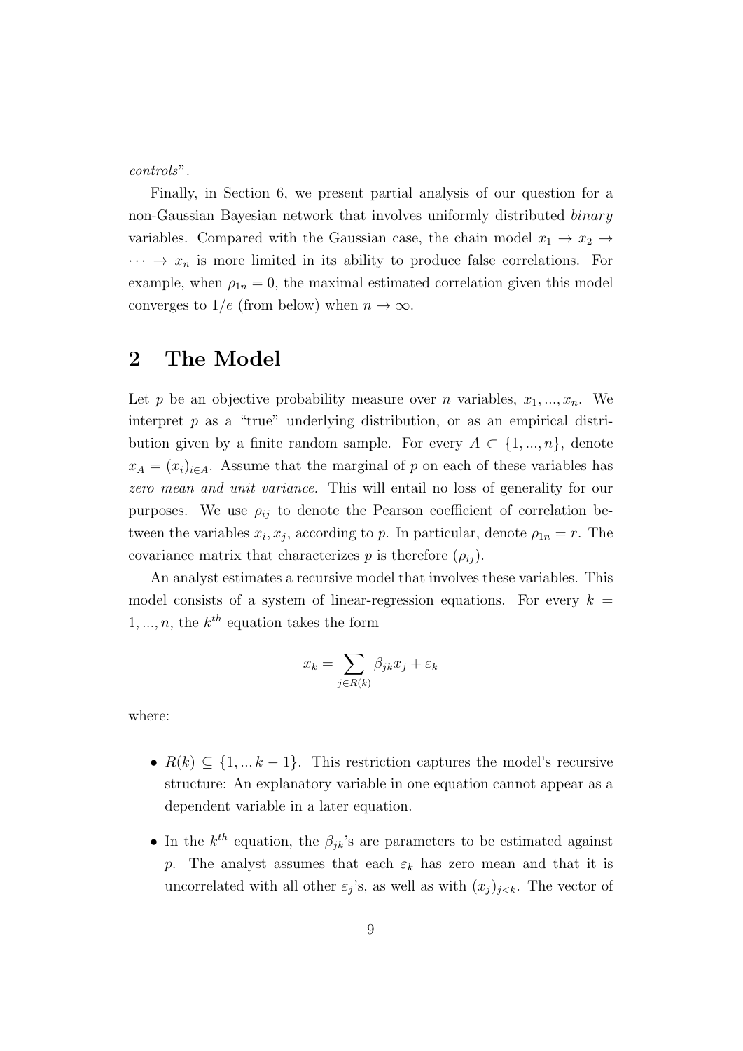*controls*".

Finally, in Section 6, we present partial analysis of our question for a non-Gaussian Bayesian network that involves uniformly distributed *binary* variables. Compared with the Gaussian case, the chain model $x_1 \to x_2 \to \cdots \to x_n$ is more limited in its ability to produce false correlations. For example, when $\rho_{1n} = 0$, the maximal estimated correlation given this model converges to $1/e$ (from below) when $n \to \infty$.

## 2 The Model

Let $p$ be an objective probability measure over $n$ variables, $x_1, ..., x_n$. We interpret $p$ as a "true" underlying distribution, or as an empirical distribution given by a finite random sample. For every $A \subset \{1, ..., n\}$, denote $x_A = (x_i)_{i \in A}$. Assume that the marginal of $p$ on each of these variables has *zero mean and unit variance.* This will entail no loss of generality for our purposes. We use $\rho_{ij}$ to denote the Pearson coefficient of correlation between the variables $x_i, x_j$, according to $p$. In particular, denote $\rho_{1n} = r$. The covariance matrix that characterizes $p$ is therefore $(\rho_{ij})$.

An analyst estimates a recursive model that involves these variables. This model consists of a system of linear-regression equations. For every $k = 1, ..., n$, the $k^{th}$ equation takes the form

$$x_k = \sum_{j \in R(k)} \beta_{jk} x_j + \varepsilon_k$$

where:

- $R(k) \subseteq \{1, .., k-1\}$. This restriction captures the model's recursive structure: An explanatory variable in one equation cannot appear as a dependent variable in a later equation.
- In the $k^{th}$ equation, the $\beta_{jk}$'s are parameters to be estimated against $p$. The analyst assumes that each $\varepsilon_k$ has zero mean and that it is uncorrelated with all other $\varepsilon_j$'s, as well as with $(x_j)_{j<k}$. The vector of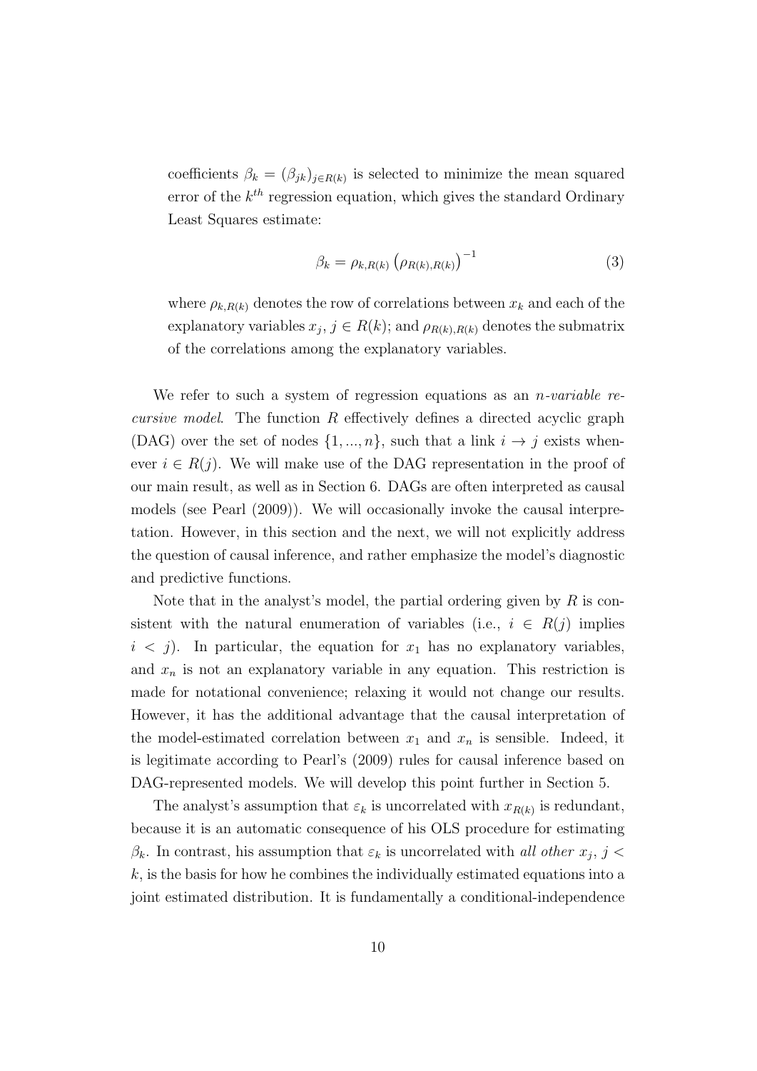coefficients $\beta_k = (\beta_{jk})_{j \in R(k)}$ is selected to minimize the mean squared error of the $k^{th}$ regression equation, which gives the standard Ordinary Least Squares estimate:

$$\beta_k = \rho_{k,R(k)} \left(\rho_{R(k),R(k)}\right)^{-1} \tag{3}$$

where $\rho_{k,R(k)}$ denotes the row of correlations between $x_k$ and each of the explanatory variables $x_j$, $j \in R(k)$; and $\rho_{R(k),R(k)}$ denotes the submatrix of the correlations among the explanatory variables.

We refer to such a system of regression equations as an *n-variable recursive model*. The function $R$ effectively defines a directed acyclic graph (DAG) over the set of nodes $\{1, ..., n\}$, such that a link $i \to j$ exists whenever $i \in R(j)$. We will make use of the DAG representation in the proof of our main result, as well as in Section 6. DAGs are often interpreted as causal models (see Pearl (2009)). We will occasionally invoke the causal interpretation. However, in this section and the next, we will not explicitly address the question of causal inference, and rather emphasize the model's diagnostic and predictive functions.

Note that in the analyst's model, the partial ordering given by $R$ is consistent with the natural enumeration of variables (i.e., $i \in R(j)$ implies $i < j$). In particular, the equation for $x_1$ has no explanatory variables, and $x_n$ is not an explanatory variable in any equation. This restriction is made for notational convenience; relaxing it would not change our results. However, it has the additional advantage that the causal interpretation of the model-estimated correlation between $x_1$ and $x_n$ is sensible. Indeed, it is legitimate according to Pearl's (2009) rules for causal inference based on DAG-represented models. We will develop this point further in Section 5.

The analyst's assumption that $\varepsilon_k$ is uncorrelated with $x_{R(k)}$ is redundant, because it is an automatic consequence of his OLS procedure for estimating $\beta_k$. In contrast, his assumption that $\varepsilon_k$ is uncorrelated with *all other* $x_j$, $j < k$, is the basis for how he combines the individually estimated equations into a joint estimated distribution. It is fundamentally a conditional-independence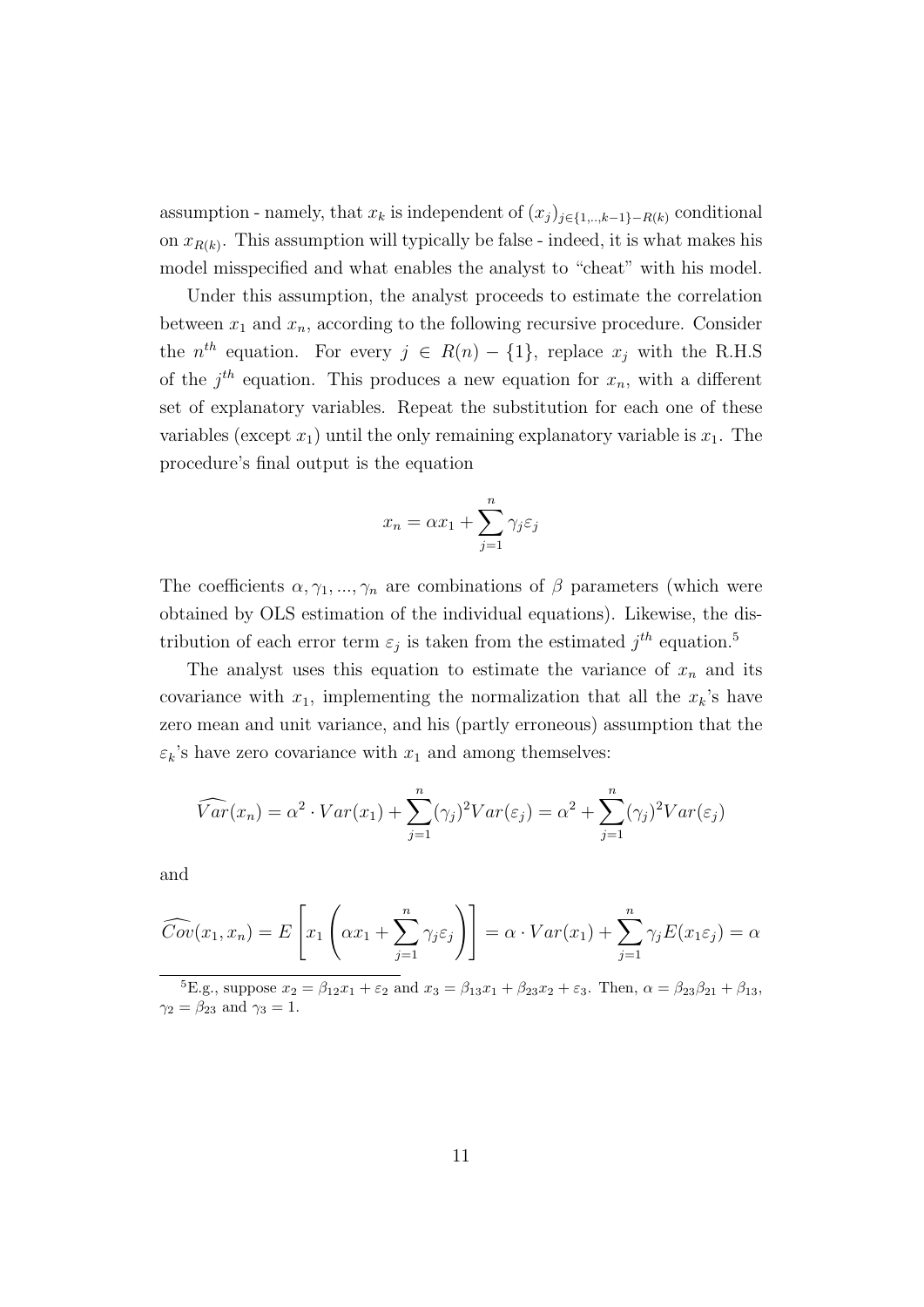assumption - namely, that $x_k$ is independent of $(x_j)_{j\in\{1,..,k-1\}-R(k)}$ conditional on $x_{R(k)}$. This assumption will typically be false - indeed, it is what makes his model misspecified and what enables the analyst to "cheat" with his model.

Under this assumption, the analyst proceeds to estimate the correlation between $x_1$ and $x_n$, according to the following recursive procedure. Consider the $n^{th}$ equation. For every $j \in R(n) - \{1\}$, replace $x_j$ with the R.H.S of the $j^{th}$ equation. This produces a new equation for $x_n$, with a different set of explanatory variables. Repeat the substitution for each one of these variables (except $x_1$) until the only remaining explanatory variable is $x_1$. The procedure's final output is the equation

$$x_n = \alpha x_1 + \sum_{j=1}^{n} \gamma_j \varepsilon_j$$

The coefficients $\alpha, \gamma_1, ..., \gamma_n$ are combinations of $\beta$ parameters (which were obtained by OLS estimation of the individual equations). Likewise, the distribution of each error term $\varepsilon_j$ is taken from the estimated $j^{th}$ equation.[5]

The analyst uses this equation to estimate the variance of $x_n$ and its covariance with $x_1$, implementing the normalization that all the $x_k$'s have zero mean and unit variance, and his (partly erroneous) assumption that the $\varepsilon_k$'s have zero covariance with $x_1$ and among themselves:

$$\widehat{Var}(x_n) = \alpha^2 \cdot Var(x_1) + \sum_{j=1}^{n} (\gamma_j)^2 Var(\varepsilon_j) = \alpha^2 + \sum_{j=1}^{n} (\gamma_j)^2 Var(\varepsilon_j)$$

and

$$\widehat{Cov}(x_1, x_n) = E\left[x_1 \left(\alpha x_1 + \sum_{j=1}^{n} \gamma_j \varepsilon_j\right)\right] = \alpha \cdot Var(x_1) + \sum_{j=1}^{n} \gamma_j E(x_1 \varepsilon_j) = \alpha$$

[5] E.g., suppose $x_2 = \beta_{12} x_1 + \varepsilon_2$ and $x_3 = \beta_{13} x_1 + \beta_{23} x_2 + \varepsilon_3$. Then, $\alpha = \beta_{23}\beta_{21} + \beta_{13}$, $\gamma_2 = \beta_{23}$ and $\gamma_3 = 1$.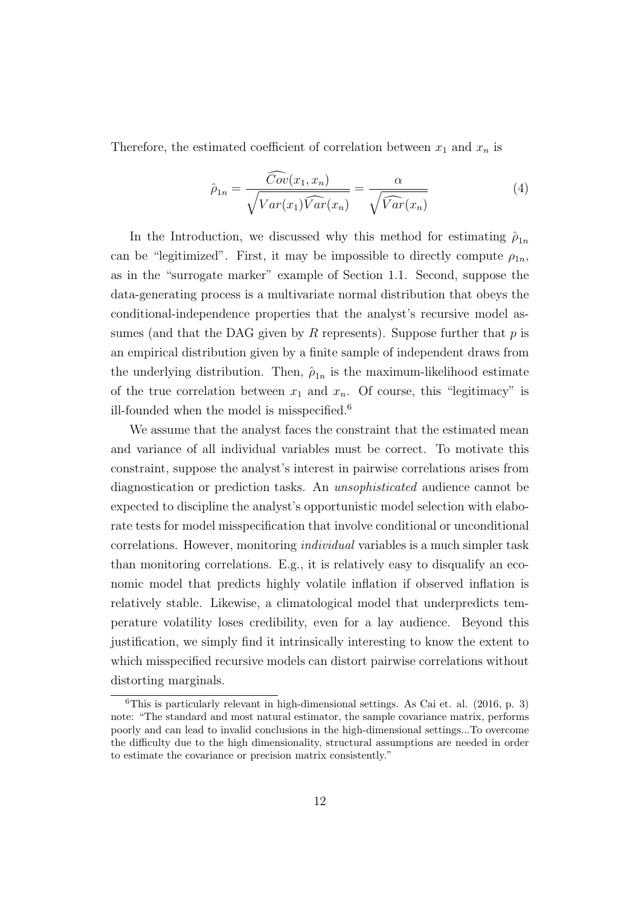Therefore, the estimated coefficient of correlation between $x_1$ and $x_n$ is

$$\hat{\rho}_{1n} = \frac{\widehat{Cov}(x_1, x_n)}{\sqrt{Var(x_1)\widehat{Var}(x_n)}} = \frac{\alpha}{\sqrt{\widehat{Var}(x_n)}} \tag{4}$$

In the Introduction, we discussed why this method for estimating $\hat{\rho}_{1n}$ can be "legitimized". First, it may be impossible to directly compute $\rho_{1n}$, as in the "surrogate marker" example of Section 1.1. Second, suppose the data-generating process is a multivariate normal distribution that obeys the conditional-independence properties that the analyst's recursive model assumes (and that the DAG given by $R$ represents). Suppose further that $p$ is an empirical distribution given by a finite sample of independent draws from the underlying distribution. Then, $\hat{\rho}_{1n}$ is the maximum-likelihood estimate of the true correlation between $x_1$ and $x_n$. Of course, this "legitimacy" is ill-founded when the model is misspecified.[6]

We assume that the analyst faces the constraint that the estimated mean and variance of all individual variables must be correct. To motivate this constraint, suppose the analyst's interest in pairwise correlations arises from diagnostication or prediction tasks. An *unsophisticated* audience cannot be expected to discipline the analyst's opportunistic model selection with elaborate tests for model misspecification that involve conditional or unconditional correlations. However, monitoring *individual* variables is a much simpler task than monitoring correlations. E.g., it is relatively easy to disqualify an economic model that predicts highly volatile inflation if observed inflation is relatively stable. Likewise, a climatological model that underpredicts temperature volatility loses credibility, even for a lay audience. Beyond this justification, we simply find it intrinsically interesting to know the extent to which misspecified recursive models can distort pairwise correlations without distorting marginals.

[6] This is particularly relevant in high-dimensional settings. As Cai et. al. (2016, p. 3) note: "The standard and most natural estimator, the sample covariance matrix, performs poorly and can lead to invalid conclusions in the high-dimensional settings...To overcome the difficulty due to the high dimensionality, structural assumptions are needed in order to estimate the covariance or precision matrix consistently."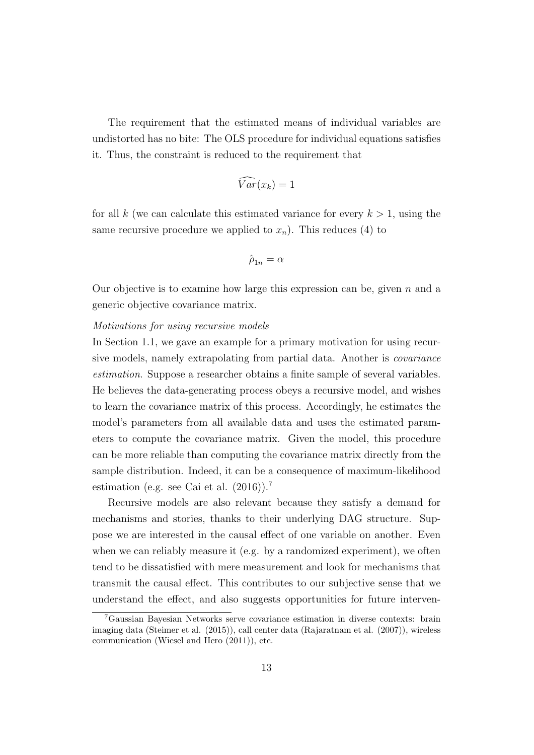The requirement that the estimated means of individual variables are undistorted has no bite: The OLS procedure for individual equations satisfies it. Thus, the constraint is reduced to the requirement that

$$\widehat{Var}(x_k) = 1$$

for all $k$ (we can calculate this estimated variance for every $k > 1$, using the same recursive procedure we applied to $x_n$). This reduces (4) to

$$\hat{\rho}_{1n} = \alpha$$

Our objective is to examine how large this expression can be, given $n$ and a generic objective covariance matrix.

*Motivations for using recursive models*

In Section 1.1, we gave an example for a primary motivation for using recursive models, namely extrapolating from partial data. Another is *covariance estimation*. Suppose a researcher obtains a finite sample of several variables. He believes the data-generating process obeys a recursive model, and wishes to learn the covariance matrix of this process. Accordingly, he estimates the model's parameters from all available data and uses the estimated parameters to compute the covariance matrix. Given the model, this procedure can be more reliable than computing the covariance matrix directly from the sample distribution. Indeed, it can be a consequence of maximum-likelihood estimation (e.g. see Cai et al. (2016)).[7]

Recursive models are also relevant because they satisfy a demand for mechanisms and stories, thanks to their underlying DAG structure. Suppose we are interested in the causal effect of one variable on another. Even when we can reliably measure it (e.g. by a randomized experiment), we often tend to be dissatisfied with mere measurement and look for mechanisms that transmit the causal effect. This contributes to our subjective sense that we understand the effect, and also suggests opportunities for future interven-

[7] Gaussian Bayesian Networks serve covariance estimation in diverse contexts: brain imaging data (Steimer et al. (2015)), call center data (Rajaratnam et al. (2007)), wireless communication (Wiesel and Hero (2011)), etc.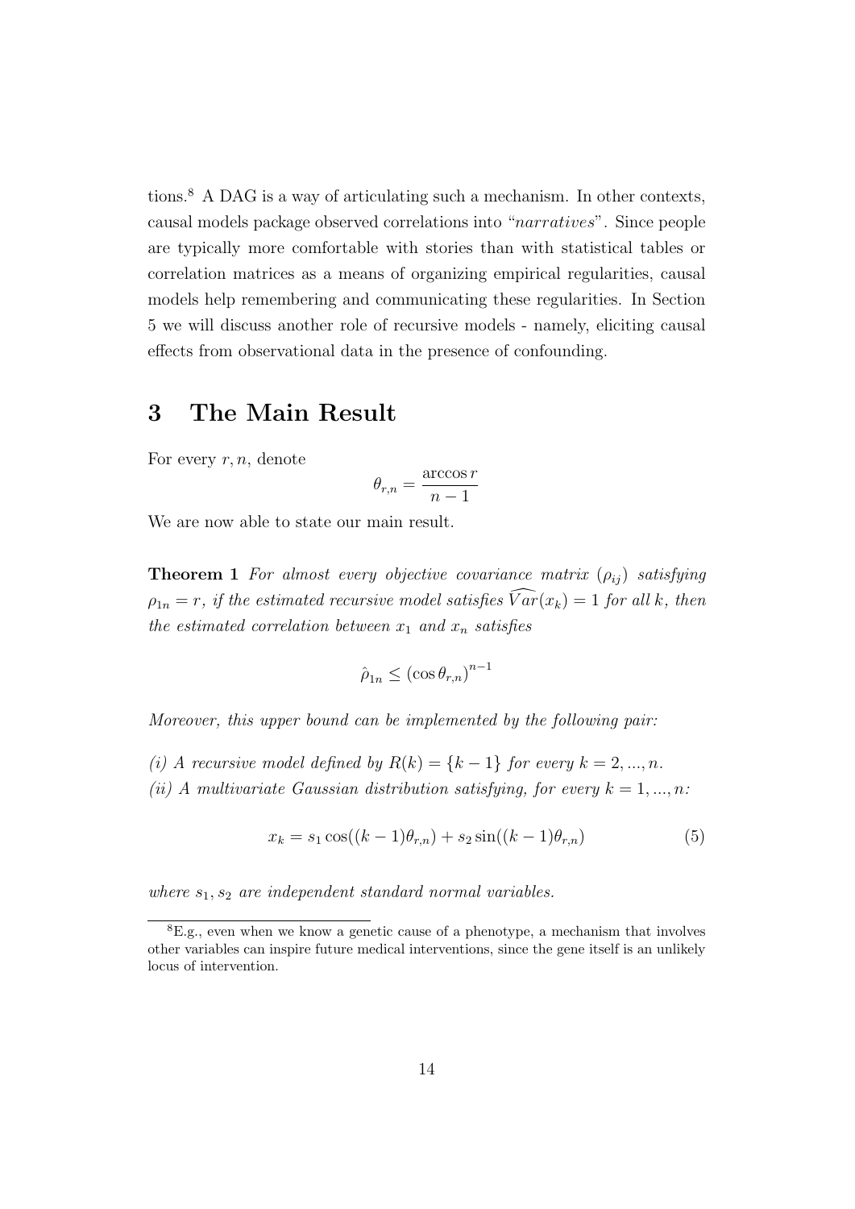tions.[8] A DAG is a way of articulating such a mechanism. In other contexts, causal models package observed correlations into "*narratives*". Since people are typically more comfortable with stories than with statistical tables or correlation matrices as a means of organizing empirical regularities, causal models help remembering and communicating these regularities. In Section 5 we will discuss another role of recursive models - namely, eliciting causal effects from observational data in the presence of confounding.

# 3 The Main Result

For every $r, n$, denote

$$\theta_{r,n} = \frac{\arccos r}{n-1}$$

We are now able to state our main result.

**Theorem 1** *For almost every objective covariance matrix $(\rho_{ij})$ satisfying $\rho_{1n} = r$, if the estimated recursive model satisfies $\widehat{Var}(x_k) = 1$ for all $k$, then the estimated correlation between $x_1$ and $x_n$ satisfies*

$$\hat{\rho}_{1n} \leq (\cos \theta_{r,n})^{n-1}$$

*Moreover, this upper bound can be implemented by the following pair:*

*(i) A recursive model defined by $R(k) = \{k-1\}$ for every $k = 2, ..., n$.*

*(ii) A multivariate Gaussian distribution satisfying, for every $k = 1, ..., n$:*

$$x_k = s_1 \cos((k-1)\theta_{r,n}) + s_2 \sin((k-1)\theta_{r,n}) \tag{5}$$

*where $s_1, s_2$ are independent standard normal variables.*

[8] E.g., even when we know a genetic cause of a phenotype, a mechanism that involves other variables can inspire future medical interventions, since the gene itself is an unlikely locus of intervention.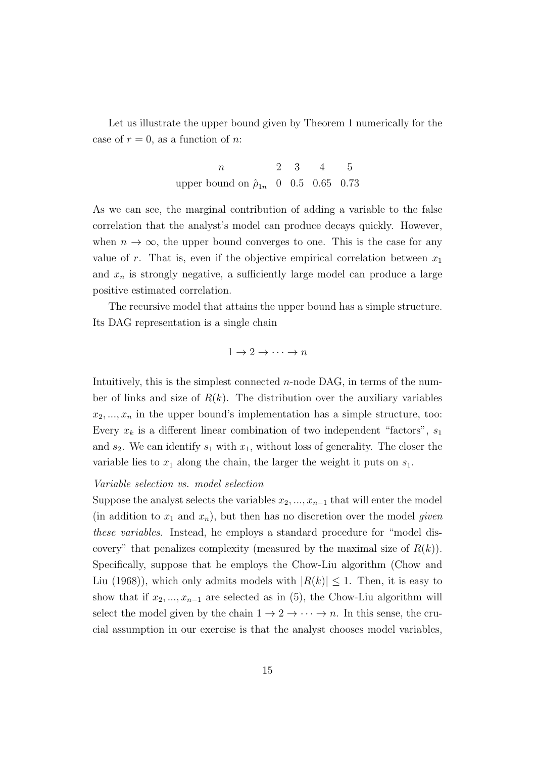Let us illustrate the upper bound given by Theorem 1 numerically for the case of $r = 0$, as a function of $n$:

| $n$ | 2 | 3 | 4 | 5 |
|---|---|---|---|---|
| upper bound on $\hat{\rho}_{1n}$ | 0 | 0.5 | 0.65 | 0.73 |

As we can see, the marginal contribution of adding a variable to the false correlation that the analyst's model can produce decays quickly. However, when $n \to \infty$, the upper bound converges to one. This is the case for any value of $r$. That is, even if the objective empirical correlation between $x_1$ and $x_n$ is strongly negative, a sufficiently large model can produce a large positive estimated correlation.

The recursive model that attains the upper bound has a simple structure. Its DAG representation is a single chain

$$1 \to 2 \to \cdots \to n$$

Intuitively, this is the simplest connected $n$-node DAG, in terms of the number of links and size of $R(k)$. The distribution over the auxiliary variables $x_2, ..., x_n$ in the upper bound's implementation has a simple structure, too: Every $x_k$ is a different linear combination of two independent "factors", $s_1$ and $s_2$. We can identify $s_1$ with $x_1$, without loss of generality. The closer the variable lies to $x_1$ along the chain, the larger the weight it puts on $s_1$.

*Variable selection vs. model selection*

Suppose the analyst selects the variables $x_2, ..., x_{n-1}$ that will enter the model (in addition to $x_1$ and $x_n$), but then has no discretion over the model *given these variables*. Instead, he employs a standard procedure for "model discovery" that penalizes complexity (measured by the maximal size of $R(k)$). Specifically, suppose that he employs the Chow-Liu algorithm (Chow and Liu (1968)), which only admits models with $|R(k)| \leq 1$. Then, it is easy to show that if $x_2, ..., x_{n-1}$ are selected as in (5), the Chow-Liu algorithm will select the model given by the chain $1 \to 2 \to \cdots \to n$. In this sense, the crucial assumption in our exercise is that the analyst chooses model variables,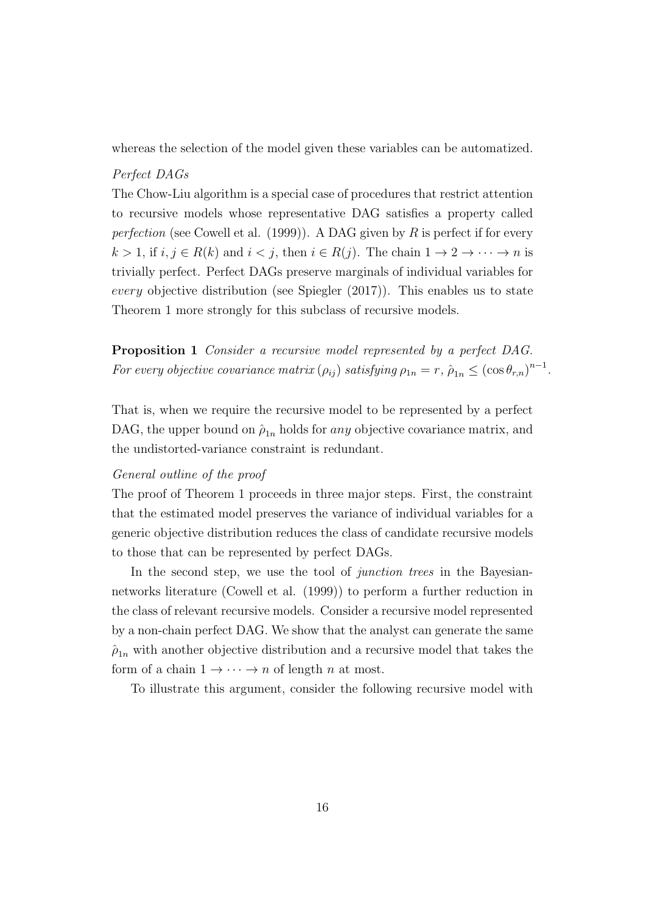whereas the selection of the model given these variables can be automatized.

*Perfect DAGs*

The Chow-Liu algorithm is a special case of procedures that restrict attention to recursive models whose representative DAG satisfies a property called *perfection* (see Cowell et al. (1999)). A DAG given by $R$ is perfect if for every $k > 1$, if $i, j \in R(k)$ and $i < j$, then $i \in R(j)$. The chain $1 \to 2 \to \cdots \to n$ is trivially perfect. Perfect DAGs preserve marginals of individual variables for *every* objective distribution (see Spiegler (2017)). This enables us to state Theorem 1 more strongly for this subclass of recursive models.

**Proposition 1** *Consider a recursive model represented by a perfect DAG. For every objective covariance matrix $(\rho_{ij})$ satisfying $\rho_{1n} = r$, $\hat{\rho}_{1n} \leq (\cos\theta_{r,n})^{n-1}$.*

That is, when we require the recursive model to be represented by a perfect DAG, the upper bound on $\hat{\rho}_{1n}$ holds for *any* objective covariance matrix, and the undistorted-variance constraint is redundant.

*General outline of the proof*

The proof of Theorem 1 proceeds in three major steps. First, the constraint that the estimated model preserves the variance of individual variables for a generic objective distribution reduces the class of candidate recursive models to those that can be represented by perfect DAGs.

In the second step, we use the tool of *junction trees* in the Bayesian-networks literature (Cowell et al. (1999)) to perform a further reduction in the class of relevant recursive models. Consider a recursive model represented by a non-chain perfect DAG. We show that the analyst can generate the same $\hat{\rho}_{1n}$ with another objective distribution and a recursive model that takes the form of a chain $1 \to \cdots \to n$ of length $n$ at most.

To illustrate this argument, consider the following recursive model with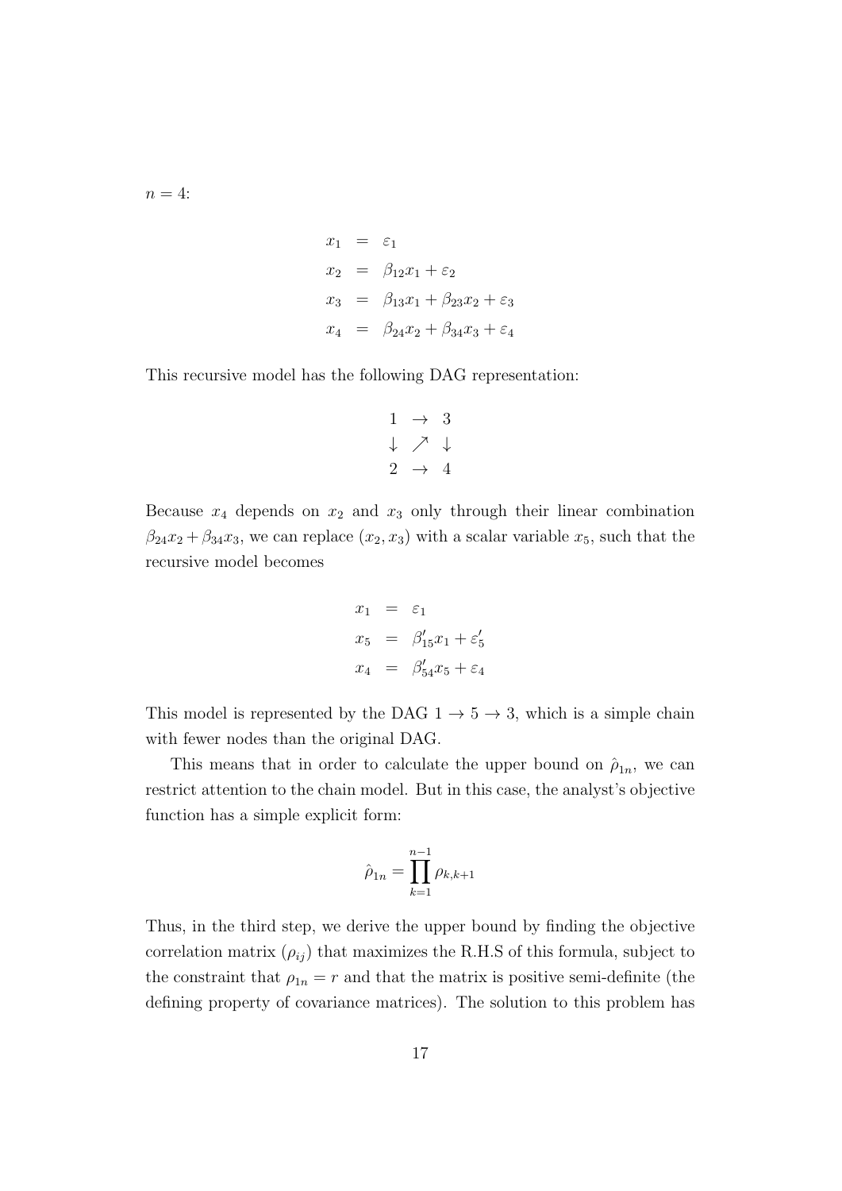$n = 4$:

$$
\begin{aligned}
x_1 &= \varepsilon_1 \\
x_2 &= \beta_{12}x_1 + \varepsilon_2 \\
x_3 &= \beta_{13}x_1 + \beta_{23}x_2 + \varepsilon_3 \\
x_4 &= \beta_{24}x_2 + \beta_{34}x_3 + \varepsilon_4
\end{aligned}
$$

This recursive model has the following DAG representation:

$$
\begin{array}{ccc}
1 & \rightarrow & 3 \\
\downarrow & \nearrow & \downarrow \\
2 & \rightarrow & 4
\end{array}
$$

Because $x_4$ depends on $x_2$ and $x_3$ only through their linear combination $\beta_{24}x_2 + \beta_{34}x_3$, we can replace $(x_2, x_3)$ with a scalar variable $x_5$, such that the recursive model becomes

$$
\begin{aligned}
x_1 &= \varepsilon_1 \\
x_5 &= \beta'_{15}x_1 + \varepsilon'_5 \\
x_4 &= \beta'_{54}x_5 + \varepsilon_4
\end{aligned}
$$

This model is represented by the DAG $1 \rightarrow 5 \rightarrow 3$, which is a simple chain with fewer nodes than the original DAG.

This means that in order to calculate the upper bound on $\hat{\rho}_{1n}$, we can restrict attention to the chain model. But in this case, the analyst's objective function has a simple explicit form:

$$
\hat{\rho}_{1n} = \prod_{k=1}^{n-1} \rho_{k,k+1}
$$

Thus, in the third step, we derive the upper bound by finding the objective correlation matrix $(\rho_{ij})$ that maximizes the R.H.S of this formula, subject to the constraint that $\rho_{1n} = r$ and that the matrix is positive semi-definite (the defining property of covariance matrices). The solution to this problem has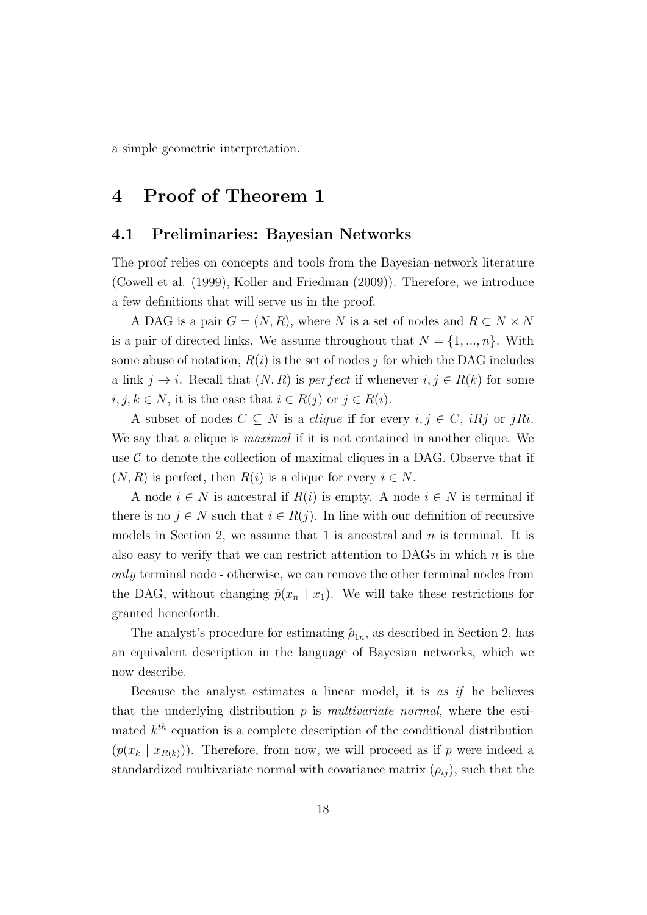a simple geometric interpretation.

# 4 Proof of Theorem 1

## 4.1 Preliminaries: Bayesian Networks

The proof relies on concepts and tools from the Bayesian-network literature (Cowell et al. (1999), Koller and Friedman (2009)). Therefore, we introduce a few definitions that will serve us in the proof.

A DAG is a pair $G = (N, R)$, where $N$ is a set of nodes and $R \subset N \times N$ is a pair of directed links. We assume throughout that $N = \{1, ..., n\}$. With some abuse of notation, $R(i)$ is the set of nodes $j$ for which the DAG includes a link $j \to i$. Recall that $(N, R)$ is *perfect* if whenever $i, j \in R(k)$ for some $i, j, k \in N$, it is the case that $i \in R(j)$ or $j \in R(i)$.

A subset of nodes $C \subseteq N$ is a *clique* if for every $i, j \in C$, $iRj$ or $jRi$. We say that a clique is *maximal* if it is not contained in another clique. We use $\mathcal{C}$ to denote the collection of maximal cliques in a DAG. Observe that if $(N, R)$ is perfect, then $R(i)$ is a clique for every $i \in N$.

A node $i \in N$ is ancestral if $R(i)$ is empty. A node $i \in N$ is terminal if there is no $j \in N$ such that $i \in R(j)$. In line with our definition of recursive models in Section 2, we assume that 1 is ancestral and $n$ is terminal. It is also easy to verify that we can restrict attention to DAGs in which $n$ is the *only* terminal node - otherwise, we can remove the other terminal nodes from the DAG, without changing $\hat{p}(x_n \mid x_1)$. We will take these restrictions for granted henceforth.

The analyst's procedure for estimating $\hat{\rho}_{1n}$, as described in Section 2, has an equivalent description in the language of Bayesian networks, which we now describe.

Because the analyst estimates a linear model, it is *as if* he believes that the underlying distribution $p$ is *multivariate normal*, where the estimated $k^{th}$ equation is a complete description of the conditional distribution $(p(x_k \mid x_{R(k)}))$. Therefore, from now, we will proceed as if $p$ were indeed a standardized multivariate normal with covariance matrix $(\rho_{ij})$, such that the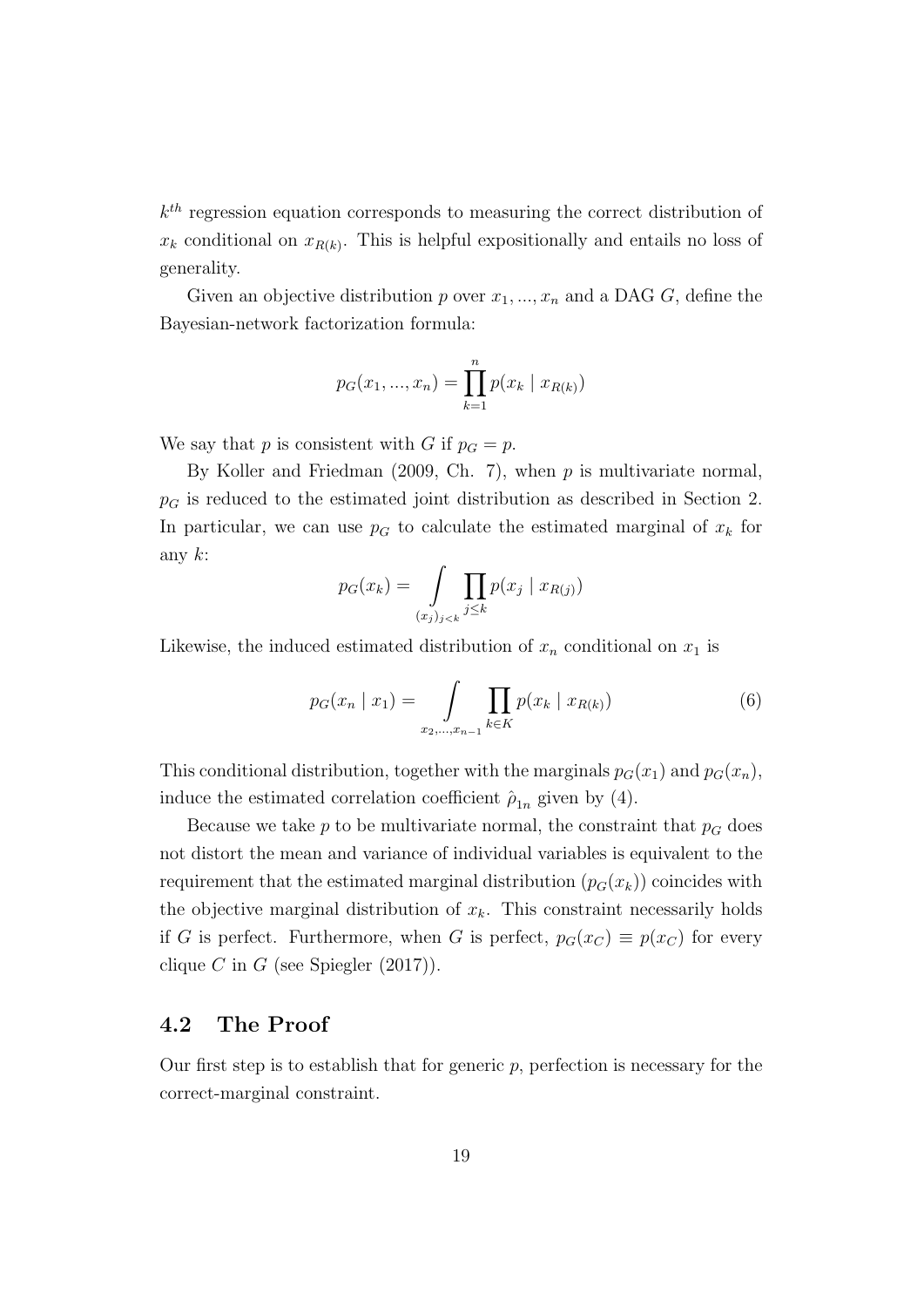$k^{th}$ regression equation corresponds to measuring the correct distribution of $x_k$ conditional on $x_{R(k)}$. This is helpful expositionally and entails no loss of generality.

Given an objective distribution $p$ over $x_1, ..., x_n$ and a DAG $G$, define the Bayesian-network factorization formula:

$$p_G(x_1, ..., x_n) = \prod_{k=1}^{n} p(x_k \mid x_{R(k)})$$

We say that $p$ is consistent with $G$ if $p_G = p$.

By Koller and Friedman (2009, Ch. 7), when $p$ is multivariate normal, $p_G$ is reduced to the estimated joint distribution as described in Section 2. In particular, we can use $p_G$ to calculate the estimated marginal of $x_k$ for any $k$:

$$p_G(x_k) = \int_{(x_j)_{j<k}} \prod_{j \leq k} p(x_j \mid x_{R(j)})$$

Likewise, the induced estimated distribution of $x_n$ conditional on $x_1$ is

$$p_G(x_n \mid x_1) = \int_{x_2, ..., x_{n-1}} \prod_{k \in K} p(x_k \mid x_{R(k)}) \tag{6}$$

This conditional distribution, together with the marginals $p_G(x_1)$ and $p_G(x_n)$, induce the estimated correlation coefficient $\hat{\rho}_{1n}$ given by (4).

Because we take $p$ to be multivariate normal, the constraint that $p_G$ does not distort the mean and variance of individual variables is equivalent to the requirement that the estimated marginal distribution ($p_G(x_k)$) coincides with the objective marginal distribution of $x_k$. This constraint necessarily holds if $G$ is perfect. Furthermore, when $G$ is perfect, $p_G(x_C) \equiv p(x_C)$ for every clique $C$ in $G$ (see Spiegler (2017)).

### 4.2 The Proof

Our first step is to establish that for generic $p$, perfection is necessary for the correct-marginal constraint.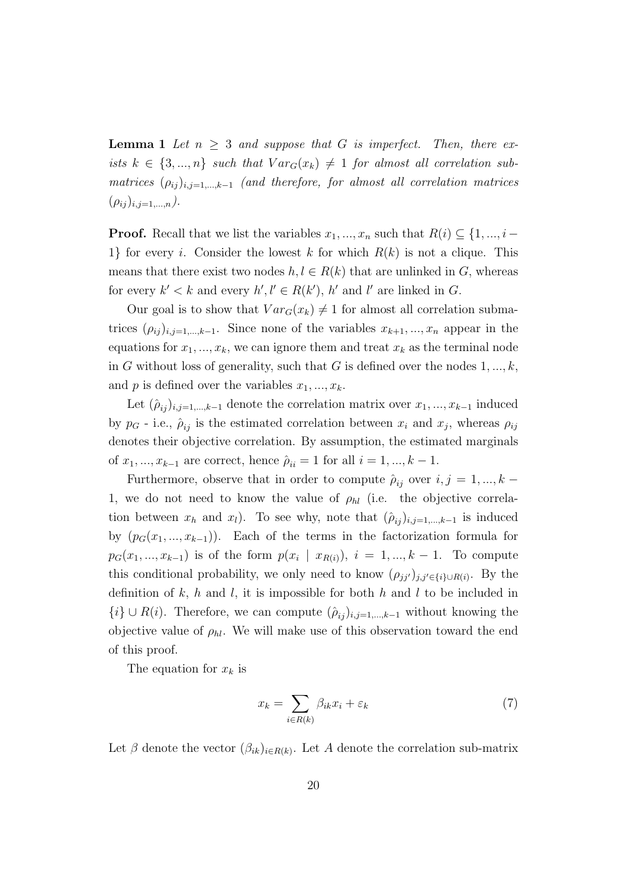**Lemma 1** *Let $n \geq 3$ and suppose that $G$ is imperfect. Then, there exists $k \in \{3, ..., n\}$ such that $Var_G(x_k) \neq 1$ for almost all correlation submatrices $(\rho_{ij})_{i,j=1,...,k-1}$ (and therefore, for almost all correlation matrices $(\rho_{ij})_{i,j=1,...,n}$).*

**Proof.** Recall that we list the variables $x_1, ..., x_n$ such that $R(i) \subseteq \{1, ..., i-1\}$ for every $i$. Consider the lowest $k$ for which $R(k)$ is not a clique. This means that there exist two nodes $h, l \in R(k)$ that are unlinked in $G$, whereas for every $k' < k$ and every $h', l' \in R(k')$, $h'$ and $l'$ are linked in $G$.

Our goal is to show that $Var_G(x_k) \neq 1$ for almost all correlation submatrices $(\rho_{ij})_{i,j=1,...,k-1}$. Since none of the variables $x_{k+1}, ..., x_n$ appear in the equations for $x_1, ..., x_k$, we can ignore them and treat $x_k$ as the terminal node in $G$ without loss of generality, such that $G$ is defined over the nodes $1, ..., k$, and $p$ is defined over the variables $x_1, ..., x_k$.

Let $(\hat{\rho}_{ij})_{i,j=1,...,k-1}$ denote the correlation matrix over $x_1, ..., x_{k-1}$ induced by $p_G$ - i.e., $\hat{\rho}_{ij}$ is the estimated correlation between $x_i$ and $x_j$, whereas $\rho_{ij}$ denotes their objective correlation. By assumption, the estimated marginals of $x_1, ..., x_{k-1}$ are correct, hence $\hat{\rho}_{ii} = 1$ for all $i = 1, ..., k-1$.

Furthermore, observe that in order to compute $\hat{\rho}_{ij}$ over $i, j = 1, ..., k-1$, we do not need to know the value of $\rho_{hl}$ (i.e. the objective correlation between $x_h$ and $x_l$). To see why, note that $(\hat{\rho}_{ij})_{i,j=1,...,k-1}$ is induced by $(p_G(x_1, ..., x_{k-1}))$. Each of the terms in the factorization formula for $p_G(x_1, ..., x_{k-1})$ is of the form $p(x_i \mid x_{R(i)})$, $i = 1, ..., k-1$. To compute this conditional probability, we only need to know $(\rho_{jj'})_{j,j' \in \{i\} \cup R(i)}$. By the definition of $k$, $h$ and $l$, it is impossible for both $h$ and $l$ to be included in $\{i\} \cup R(i)$. Therefore, we can compute $(\hat{\rho}_{ij})_{i,j=1,...,k-1}$ without knowing the objective value of $\rho_{hl}$. We will make use of this observation toward the end of this proof.

The equation for $x_k$ is

$$x_k = \sum_{i \in R(k)} \beta_{ik} x_i + \varepsilon_k \tag{7}$$

Let $\beta$ denote the vector $(\beta_{ik})_{i \in R(k)}$. Let $A$ denote the correlation sub-matrix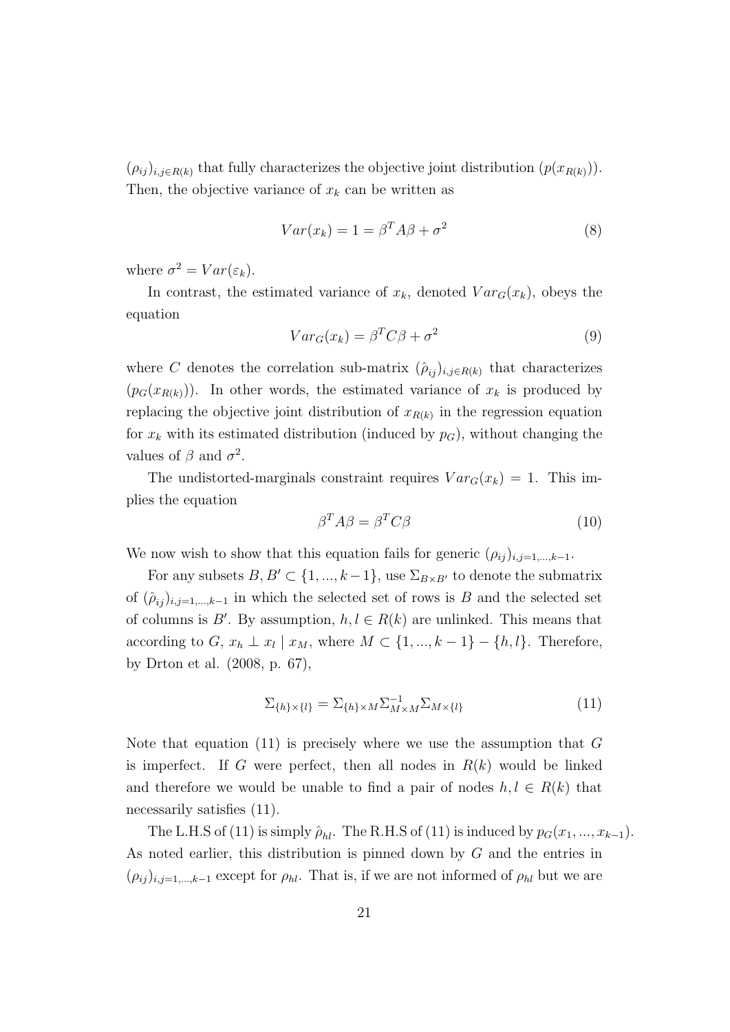$(\rho_{ij})_{i,j\in R(k)}$ that fully characterizes the objective joint distribution $(p(x_{R(k)}))$. Then, the objective variance of $x_k$ can be written as

$$Var(x_k) = 1 = \beta^T A\beta + \sigma^2 \tag{8}$$

where $\sigma^2 = Var(\varepsilon_k)$.

In contrast, the estimated variance of $x_k$, denoted $Var_G(x_k)$, obeys the equation

$$Var_G(x_k) = \beta^T C\beta + \sigma^2 \tag{9}$$

where $C$ denotes the correlation sub-matrix $(\hat{\rho}_{ij})_{i,j\in R(k)}$ that characterizes $(p_G(x_{R(k)}))$. In other words, the estimated variance of $x_k$ is produced by replacing the objective joint distribution of $x_{R(k)}$ in the regression equation for $x_k$ with its estimated distribution (induced by $p_G$), without changing the values of $\beta$ and $\sigma^2$.

The undistorted-marginals constraint requires $Var_G(x_k) = 1$. This implies the equation

$$\beta^T A\beta = \beta^T C\beta \tag{10}$$

We now wish to show that this equation fails for generic $(\rho_{ij})_{i,j=1,...,k-1}$.

For any subsets $B, B' \subset \{1, ..., k-1\}$, use $\Sigma_{B\times B'}$ to denote the submatrix of $(\hat{\rho}_{ij})_{i,j=1,...,k-1}$ in which the selected set of rows is $B$ and the selected set of columns is $B'$. By assumption, $h, l \in R(k)$ are unlinked. This means that according to $G$, $x_h \perp x_l \mid x_M$, where $M \subset \{1, ..., k-1\} - \{h, l\}$. Therefore, by Drton et al. (2008, p. 67),

$$\Sigma_{\{h\}\times\{l\}} = \Sigma_{\{h\}\times M}\Sigma_{M\times M}^{-1}\Sigma_{M\times\{l\}} \tag{11}$$

Note that equation (11) is precisely where we use the assumption that $G$ is imperfect. If $G$ were perfect, then all nodes in $R(k)$ would be linked and therefore we would be unable to find a pair of nodes $h, l \in R(k)$ that necessarily satisfies (11).

The L.H.S of (11) is simply $\hat{\rho}_{hl}$. The R.H.S of (11) is induced by $p_G(x_1, ..., x_{k-1})$. As noted earlier, this distribution is pinned down by $G$ and the entries in $(\rho_{ij})_{i,j=1,...,k-1}$ except for $\rho_{hl}$. That is, if we are not informed of $\rho_{hl}$ but we are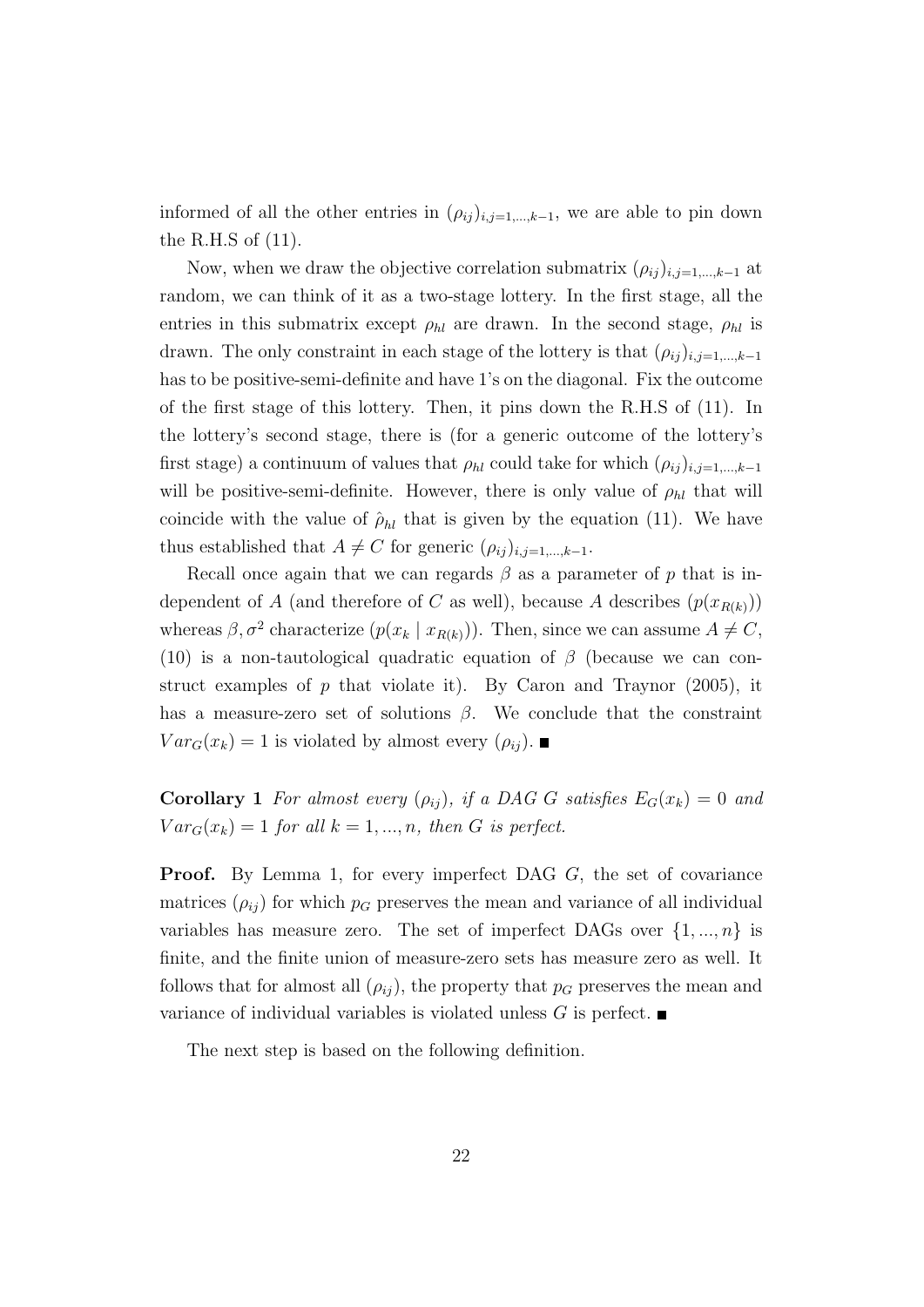informed of all the other entries in $(\rho_{ij})_{i,j=1,...,k-1}$, we are able to pin down the R.H.S of (11).

Now, when we draw the objective correlation submatrix $(\rho_{ij})_{i,j=1,...,k-1}$ at random, we can think of it as a two-stage lottery. In the first stage, all the entries in this submatrix except $\rho_{hl}$ are drawn. In the second stage, $\rho_{hl}$ is drawn. The only constraint in each stage of the lottery is that $(\rho_{ij})_{i,j=1,...,k-1}$ has to be positive-semi-definite and have 1's on the diagonal. Fix the outcome of the first stage of this lottery. Then, it pins down the R.H.S of (11). In the lottery's second stage, there is (for a generic outcome of the lottery's first stage) a continuum of values that $\rho_{hl}$ could take for which $(\rho_{ij})_{i,j=1,...,k-1}$ will be positive-semi-definite. However, there is only value of $\rho_{hl}$ that will coincide with the value of $\hat{\rho}_{hl}$ that is given by the equation (11). We have thus established that $A \neq C$ for generic $(\rho_{ij})_{i,j=1,...,k-1}$.

Recall once again that we can regards $\beta$ as a parameter of $p$ that is independent of $A$ (and therefore of $C$ as well), because $A$ describes $(p(x_{R(k)}))$ whereas $\beta, \sigma^2$ characterize $(p(x_k \mid x_{R(k)}))$. Then, since we can assume $A \neq C$, (10) is a non-tautological quadratic equation of $\beta$ (because we can construct examples of $p$ that violate it). By Caron and Traynor (2005), it has a measure-zero set of solutions $\beta$. We conclude that the constraint $Var_G(x_k) = 1$ is violated by almost every $(\rho_{ij})$. ■

**Corollary 1** *For almost every $(\rho_{ij})$, if a DAG $G$ satisfies $E_G(x_k) = 0$ and $Var_G(x_k) = 1$ for all $k = 1, ..., n$, then $G$ is perfect.*

**Proof.** By Lemma 1, for every imperfect DAG $G$, the set of covariance matrices $(\rho_{ij})$ for which $p_G$ preserves the mean and variance of all individual variables has measure zero. The set of imperfect DAGs over $\{1, ..., n\}$ is finite, and the finite union of measure-zero sets has measure zero as well. It follows that for almost all $(\rho_{ij})$, the property that $p_G$ preserves the mean and variance of individual variables is violated unless $G$ is perfect. ■

The next step is based on the following definition.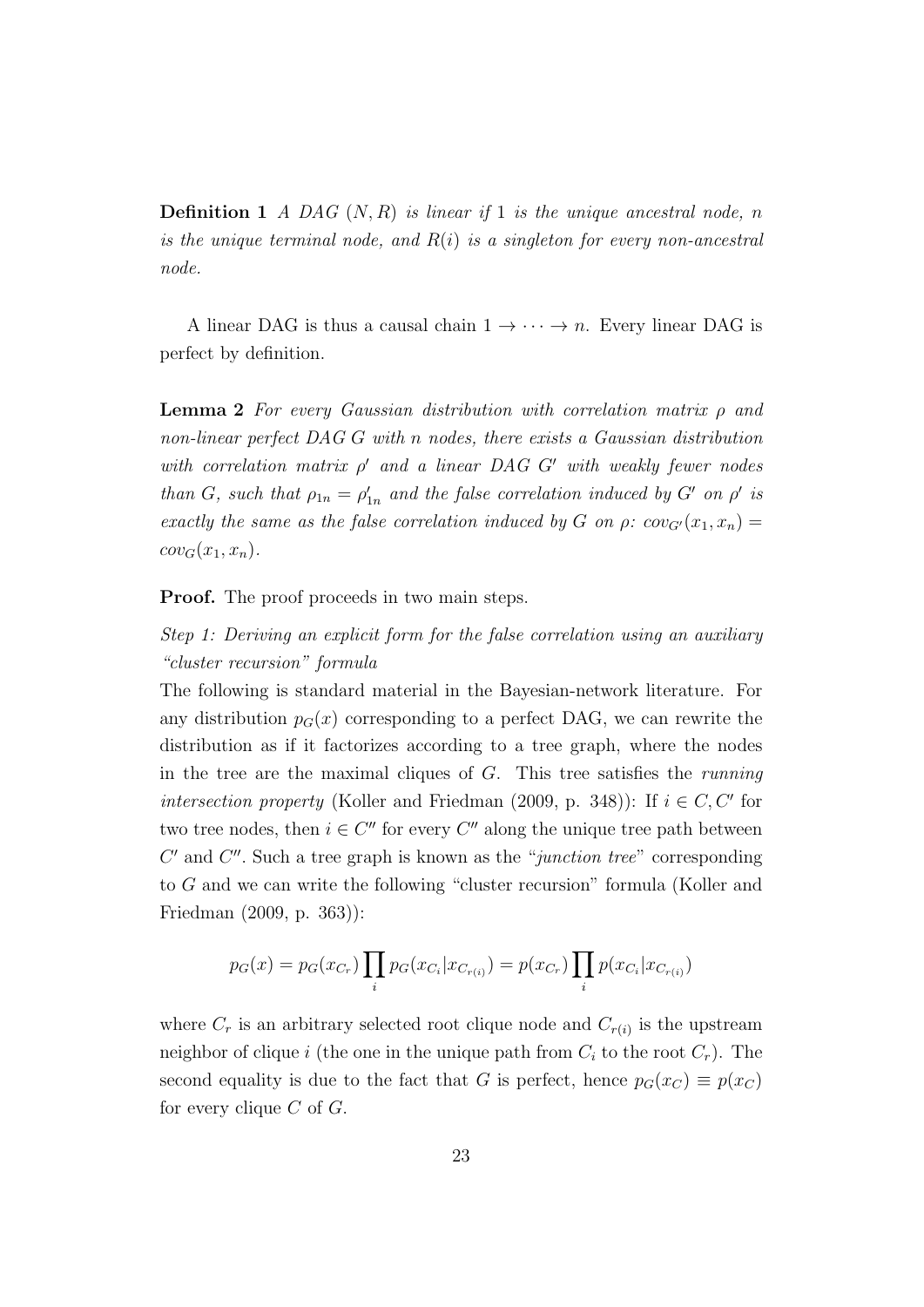**Definition 1** *A DAG $(N, R)$ is linear if 1 is the unique ancestral node, $n$ is the unique terminal node, and $R(i)$ is a singleton for every non-ancestral node.*

A linear DAG is thus a causal chain $1 \to \cdots \to n$. Every linear DAG is perfect by definition.

**Lemma 2** *For every Gaussian distribution with correlation matrix $\rho$ and non-linear perfect DAG $G$ with $n$ nodes, there exists a Gaussian distribution with correlation matrix $\rho'$ and a linear DAG $G'$ with weakly fewer nodes than $G$, such that $\rho_{1n} = \rho'_{1n}$ and the false correlation induced by $G'$ on $\rho'$ is exactly the same as the false correlation induced by $G$ on $\rho$: $cov_{G'}(x_1, x_n) = cov_G(x_1, x_n)$.*

**Proof.** The proof proceeds in two main steps.

*Step 1: Deriving an explicit form for the false correlation using an auxiliary "cluster recursion" formula*

The following is standard material in the Bayesian-network literature. For any distribution $p_G(x)$ corresponding to a perfect DAG, we can rewrite the distribution as if it factorizes according to a tree graph, where the nodes in the tree are the maximal cliques of $G$. This tree satisfies the *running intersection property* (Koller and Friedman (2009, p. 348)): If $i \in C, C'$ for two tree nodes, then $i \in C''$ for every $C''$ along the unique tree path between $C'$ and $C''$. Such a tree graph is known as the "*junction tree*" corresponding to $G$ and we can write the following "cluster recursion" formula (Koller and Friedman (2009, p. 363)):

$$p_G(x) = p_G(x_{C_r}) \prod_i p_G(x_{C_i} | x_{C_{r(i)}}) = p(x_{C_r}) \prod_i p(x_{C_i} | x_{C_{r(i)}})$$

where $C_r$ is an arbitrary selected root clique node and $C_{r(i)}$ is the upstream neighbor of clique $i$ (the one in the unique path from $C_i$ to the root $C_r$). The second equality is due to the fact that $G$ is perfect, hence $p_G(x_C) \equiv p(x_C)$ for every clique $C$ of $G$.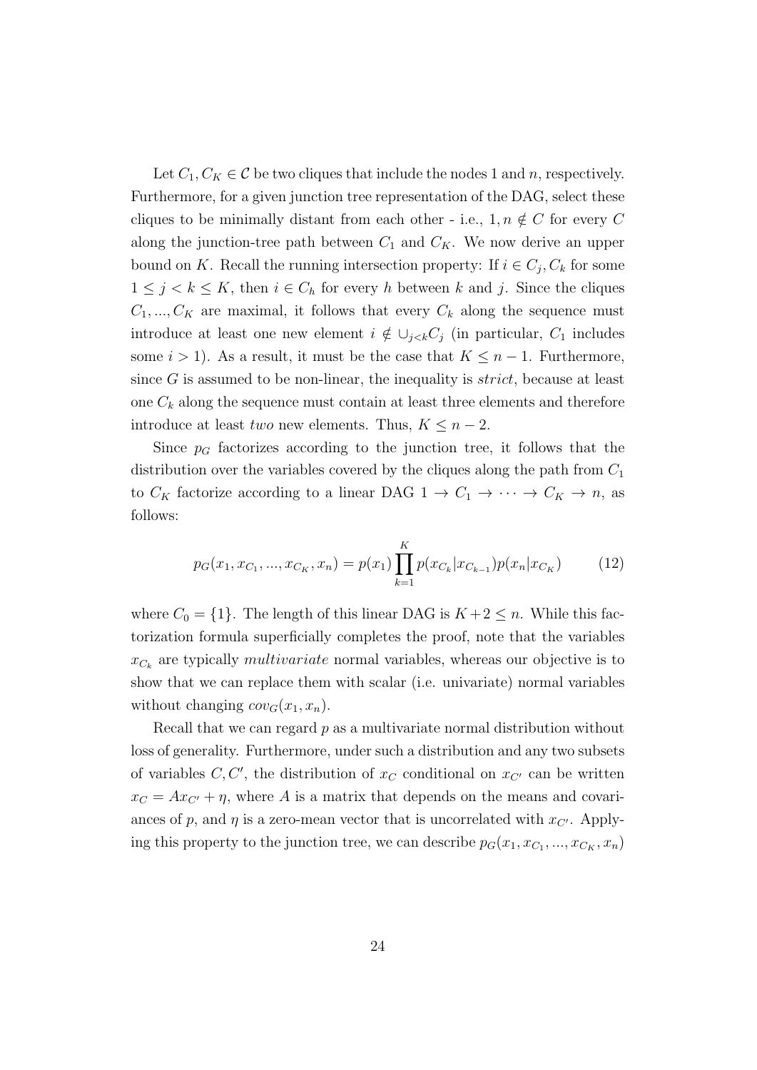Let $C_1, C_K \in \mathcal{C}$ be two cliques that include the nodes 1 and $n$, respectively. Furthermore, for a given junction tree representation of the DAG, select these cliques to be minimally distant from each other - i.e., $1, n \notin C$ for every $C$ along the junction-tree path between $C_1$ and $C_K$. We now derive an upper bound on $K$. Recall the running intersection property: If $i \in C_j, C_k$ for some $1 \leq j < k \leq K$, then $i \in C_h$ for every $h$ between $k$ and $j$. Since the cliques $C_1, ..., C_K$ are maximal, it follows that every $C_k$ along the sequence must introduce at least one new element $i \notin \cup_{j<k} C_j$ (in particular, $C_1$ includes some $i > 1$). As a result, it must be the case that $K \leq n - 1$. Furthermore, since $G$ is assumed to be non-linear, the inequality is *strict*, because at least one $C_k$ along the sequence must contain at least three elements and therefore introduce at least *two* new elements. Thus, $K \leq n - 2$.

Since $p_G$ factorizes according to the junction tree, it follows that the distribution over the variables covered by the cliques along the path from $C_1$ to $C_K$ factorize according to a linear DAG $1 \rightarrow C_1 \rightarrow \cdots \rightarrow C_K \rightarrow n$, as follows:

$$p_G(x_1, x_{C_1}, ..., x_{C_K}, x_n) = p(x_1) \prod_{k=1}^{K} p(x_{C_k} | x_{C_{k-1}}) p(x_n | x_{C_K}) \tag{12}$$

where $C_0 = \{1\}$. The length of this linear DAG is $K + 2 \leq n$. While this factorization formula superficially completes the proof, note that the variables $x_{C_k}$ are typically *multivariate* normal variables, whereas our objective is to show that we can replace them with scalar (i.e. univariate) normal variables without changing $cov_G(x_1, x_n)$.

Recall that we can regard $p$ as a multivariate normal distribution without loss of generality. Furthermore, under such a distribution and any two subsets of variables $C, C'$, the distribution of $x_C$ conditional on $x_{C'}$ can be written $x_C = Ax_{C'} + \eta$, where $A$ is a matrix that depends on the means and covariances of $p$, and $\eta$ is a zero-mean vector that is uncorrelated with $x_{C'}$. Applying this property to the junction tree, we can describe $p_G(x_1, x_{C_1}, ..., x_{C_K}, x_n)$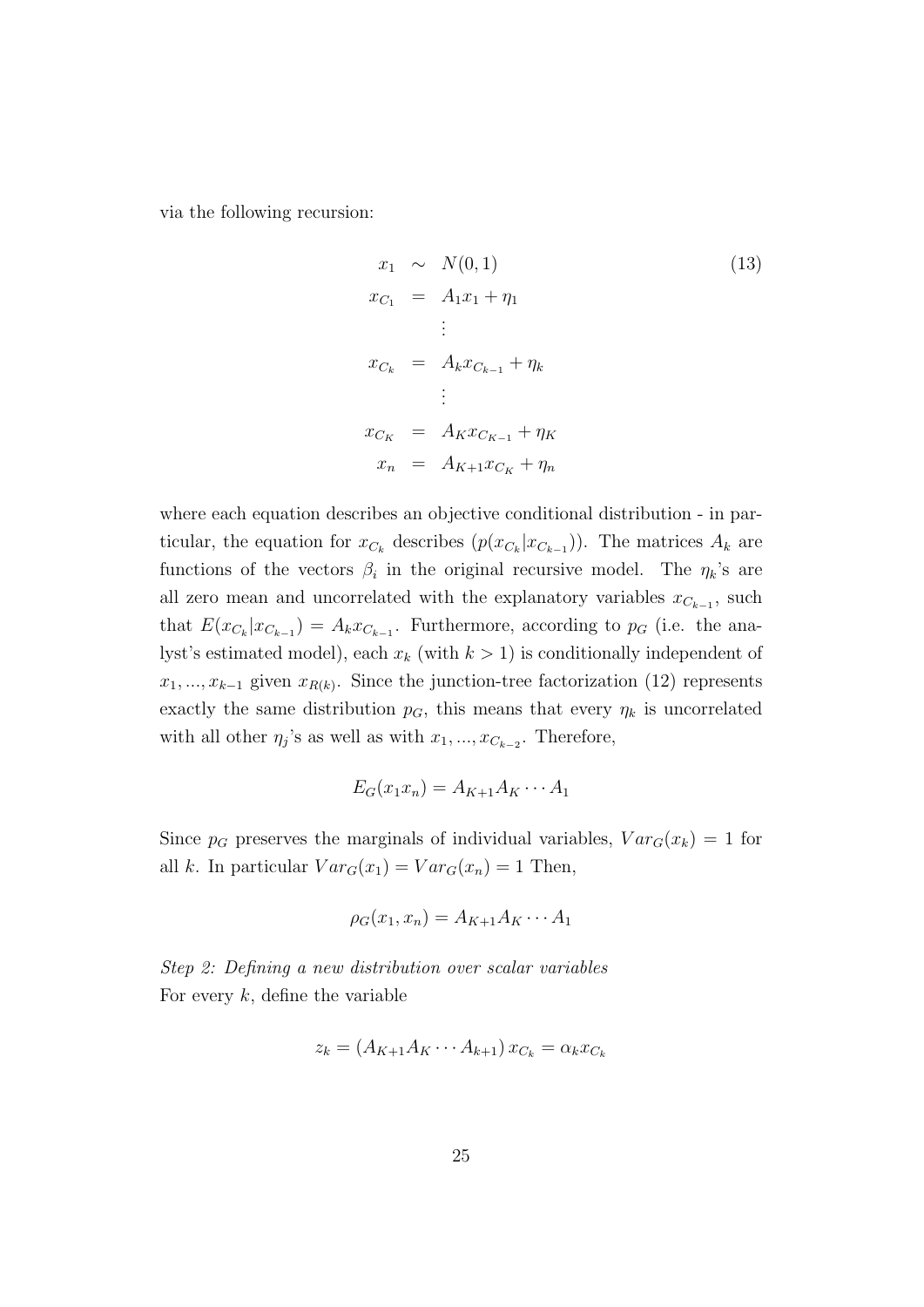via the following recursion:

$$
\begin{aligned}
x_1 &\sim N(0,1) \\
x_{C_1} &= A_1 x_1 + \eta_1 \\
&\vdots \\
x_{C_k} &= A_k x_{C_{k-1}} + \eta_k \\
&\vdots \\
x_{C_K} &= A_K x_{C_{K-1}} + \eta_K \\
x_n &= A_{K+1} x_{C_K} + \eta_n
\end{aligned}
\tag{13}
$$

where each equation describes an objective conditional distribution - in particular, the equation for $x_{C_k}$ describes $(p(x_{C_k}|x_{C_{k-1}}))$. The matrices $A_k$ are functions of the vectors $\beta_i$ in the original recursive model. The $\eta_k$'s are all zero mean and uncorrelated with the explanatory variables $x_{C_{k-1}}$, such that $E(x_{C_k}|x_{C_{k-1}}) = A_k x_{C_{k-1}}$. Furthermore, according to $p_G$ (i.e. the analyst's estimated model), each $x_k$ (with $k > 1$) is conditionally independent of $x_1, ..., x_{k-1}$ given $x_{R(k)}$. Since the junction-tree factorization (12) represents exactly the same distribution $p_G$, this means that every $\eta_k$ is uncorrelated with all other $\eta_j$'s as well as with $x_1, ..., x_{C_{k-2}}$. Therefore,

$$
E_G(x_1 x_n) = A_{K+1} A_K \cdots A_1
$$

Since $p_G$ preserves the marginals of individual variables, $Var_G(x_k) = 1$ for all $k$. In particular $Var_G(x_1) = Var_G(x_n) = 1$ Then,

$$
\rho_G(x_1, x_n) = A_{K+1} A_K \cdots A_1
$$

*Step 2: Defining a new distribution over scalar variables*

For every $k$, define the variable

$$
z_k = (A_{K+1} A_K \cdots A_{k+1})\, x_{C_k} = \alpha_k x_{C_k}
$$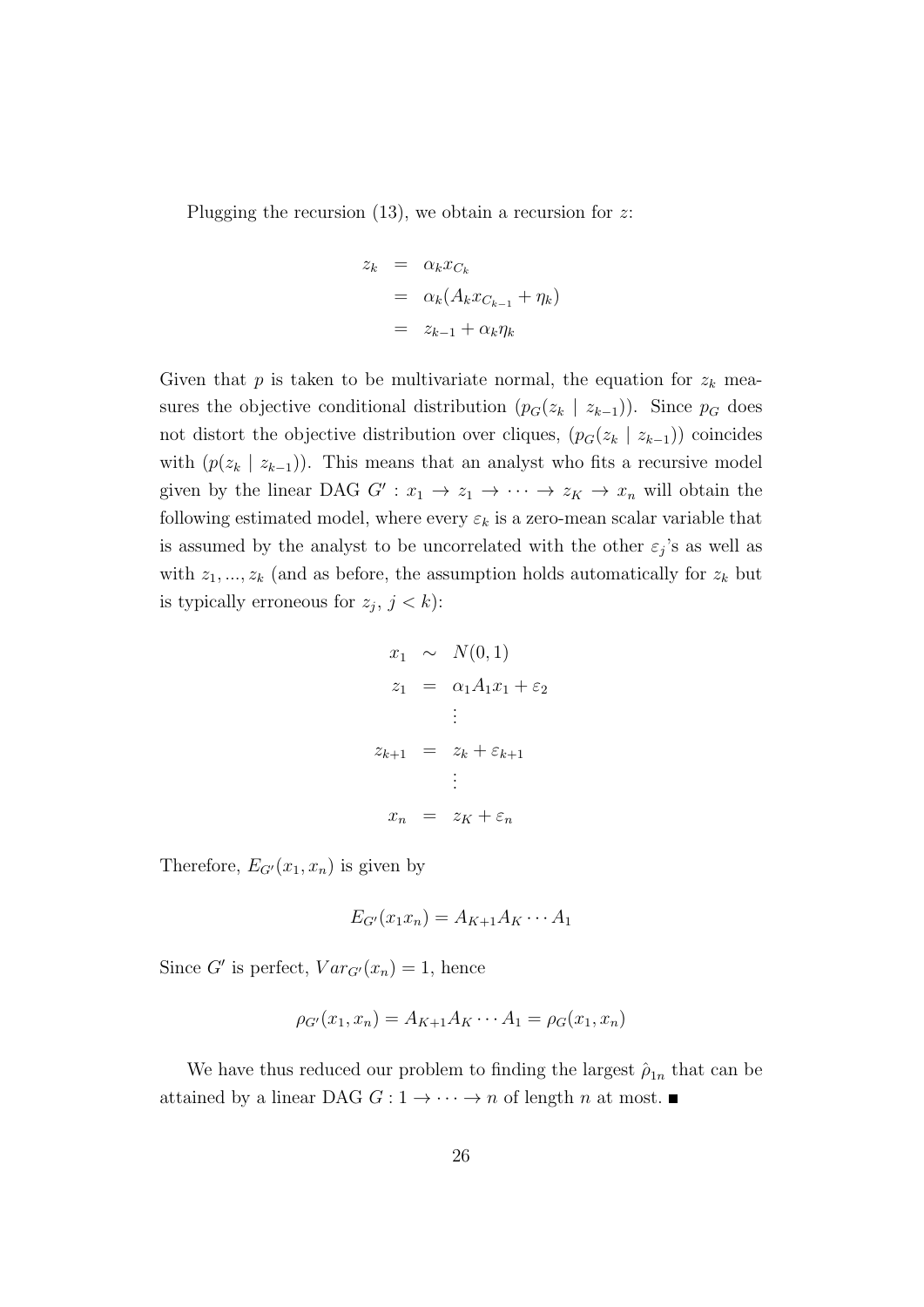Plugging the recursion (13), we obtain a recursion for $z$:

$$
\begin{aligned}
z_k &= \alpha_k x_{C_k} \\
&= \alpha_k (A_k x_{C_{k-1}} + \eta_k) \\
&= z_{k-1} + \alpha_k \eta_k
\end{aligned}
$$

Given that $p$ is taken to be multivariate normal, the equation for $z_k$ measures the objective conditional distribution $(p_G(z_k \mid z_{k-1}))$. Since $p_G$ does not distort the objective distribution over cliques, $(p_G(z_k \mid z_{k-1}))$ coincides with $(p(z_k \mid z_{k-1}))$. This means that an analyst who fits a recursive model given by the linear DAG $G' : x_1 \to z_1 \to \cdots \to z_K \to x_n$ will obtain the following estimated model, where every $\varepsilon_k$ is a zero-mean scalar variable that is assumed by the analyst to be uncorrelated with the other $\varepsilon_j$'s as well as with $z_1, ..., z_k$ (and as before, the assumption holds automatically for $z_k$ but is typically erroneous for $z_j$, $j < k$):

$$
\begin{aligned}
x_1 &\sim N(0,1) \\
z_1 &= \alpha_1 A_1 x_1 + \varepsilon_2 \\
&\vdots \\
z_{k+1} &= z_k + \varepsilon_{k+1} \\
&\vdots \\
x_n &= z_K + \varepsilon_n
\end{aligned}
$$

Therefore, $E_{G'}(x_1, x_n)$ is given by

$$
E_{G'}(x_1 x_n) = A_{K+1} A_K \cdots A_1
$$

Since $G'$ is perfect, $Var_{G'}(x_n) = 1$, hence

$$
\rho_{G'}(x_1, x_n) = A_{K+1} A_K \cdots A_1 = \rho_G(x_1, x_n)
$$

We have thus reduced our problem to finding the largest $\hat{\rho}_{1n}$ that can be attained by a linear DAG $G : 1 \to \cdots \to n$ of length $n$ at most. ∎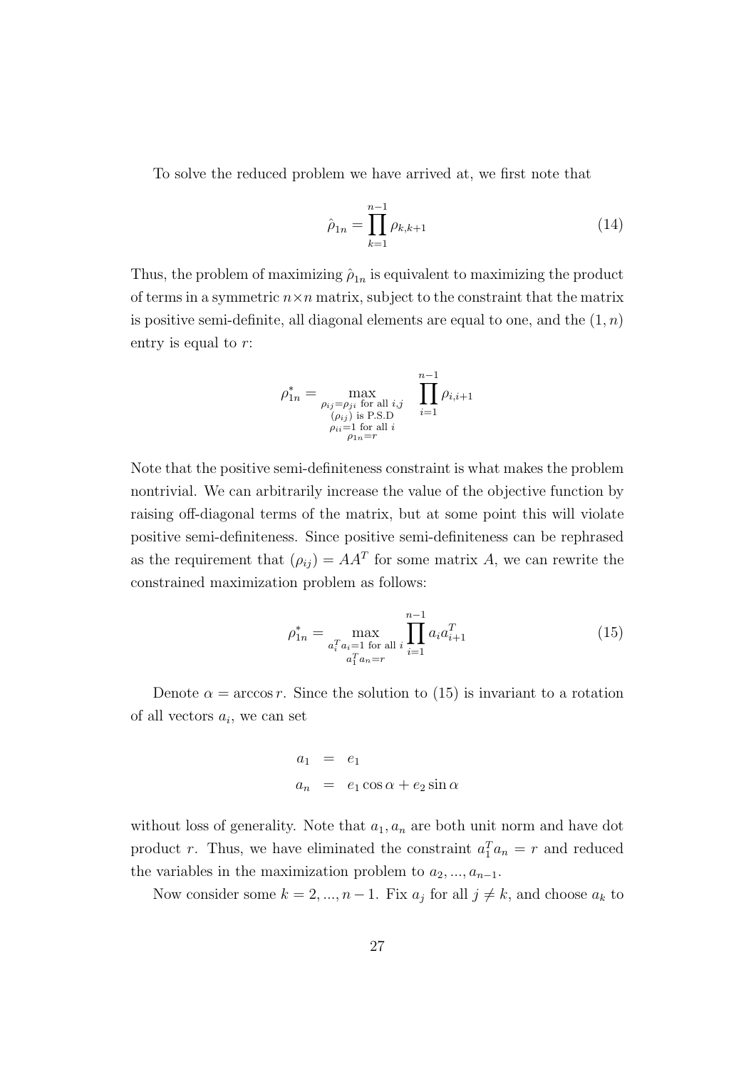To solve the reduced problem we have arrived at, we first note that

$$\hat{\rho}_{1n} = \prod_{k=1}^{n-1} \rho_{k,k+1} \tag{14}$$

Thus, the problem of maximizing $\hat{\rho}_{1n}$ is equivalent to maximizing the product of terms in a symmetric $n \times n$ matrix, subject to the constraint that the matrix is positive semi-definite, all diagonal elements are equal to one, and the $(1, n)$ entry is equal to $r$:

$$\rho^*_{1n} = \max_{\substack{\rho_{ij}=\rho_{ji} \text{ for all } i,j \\ (\rho_{ij}) \text{ is P.S.D} \\ \rho_{ii}=1 \text{ for all } i \\ \rho_{1n}=r}} \prod_{i=1}^{n-1} \rho_{i,i+1}$$

Note that the positive semi-definiteness constraint is what makes the problem nontrivial. We can arbitrarily increase the value of the objective function by raising off-diagonal terms of the matrix, but at some point this will violate positive semi-definiteness. Since positive semi-definiteness can be rephrased as the requirement that $(\rho_{ij}) = AA^T$ for some matrix $A$, we can rewrite the constrained maximization problem as follows:

$$\rho^*_{1n} = \max_{\substack{a_i^T a_i = 1 \text{ for all } i \\ a_1^T a_n = r}} \prod_{i=1}^{n-1} a_i a_{i+1}^T \tag{15}$$

Denote $\alpha = \arccos r$. Since the solution to (15) is invariant to a rotation of all vectors $a_i$, we can set

$$\begin{aligned} a_1 &= e_1 \\ a_n &= e_1 \cos\alpha + e_2 \sin\alpha \end{aligned}$$

without loss of generality. Note that $a_1, a_n$ are both unit norm and have dot product $r$. Thus, we have eliminated the constraint $a_1^T a_n = r$ and reduced the variables in the maximization problem to $a_2, ..., a_{n-1}$.

Now consider some $k = 2, ..., n-1$. Fix $a_j$ for all $j \neq k$, and choose $a_k$ to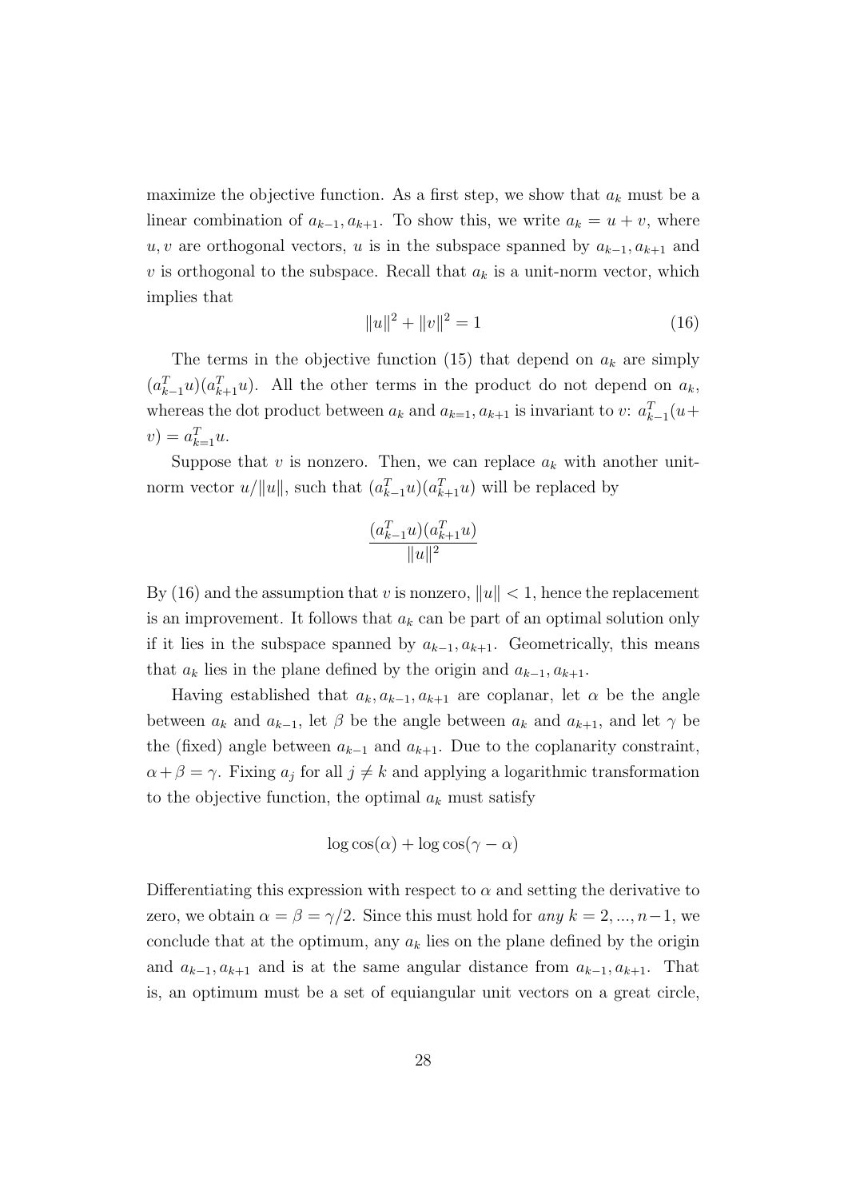maximize the objective function. As a first step, we show that $a_k$ must be a linear combination of $a_{k-1}, a_{k+1}$. To show this, we write $a_k = u + v$, where $u, v$ are orthogonal vectors, $u$ is in the subspace spanned by $a_{k-1}, a_{k+1}$ and $v$ is orthogonal to the subspace. Recall that $a_k$ is a unit-norm vector, which implies that

$$\|u\|^2 + \|v\|^2 = 1 \tag{16}$$

The terms in the objective function (15) that depend on $a_k$ are simply $(a_{k-1}^T u)(a_{k+1}^T u)$. All the other terms in the product do not depend on $a_k$, whereas the dot product between $a_k$ and $a_{k=1}, a_{k+1}$ is invariant to $v$: $a_{k-1}^T(u + v) = a_{k=1}^T u$.

Suppose that $v$ is nonzero. Then, we can replace $a_k$ with another unit-norm vector $u/\|u\|$, such that $(a_{k-1}^T u)(a_{k+1}^T u)$ will be replaced by

$$\frac{(a_{k-1}^T u)(a_{k+1}^T u)}{\|u\|^2}$$

By (16) and the assumption that $v$ is nonzero, $\|u\| < 1$, hence the replacement is an improvement. It follows that $a_k$ can be part of an optimal solution only if it lies in the subspace spanned by $a_{k-1}, a_{k+1}$. Geometrically, this means that $a_k$ lies in the plane defined by the origin and $a_{k-1}, a_{k+1}$.

Having established that $a_k, a_{k-1}, a_{k+1}$ are coplanar, let $\alpha$ be the angle between $a_k$ and $a_{k-1}$, let $\beta$ be the angle between $a_k$ and $a_{k+1}$, and let $\gamma$ be the (fixed) angle between $a_{k-1}$ and $a_{k+1}$. Due to the coplanarity constraint, $\alpha + \beta = \gamma$. Fixing $a_j$ for all $j \neq k$ and applying a logarithmic transformation to the objective function, the optimal $a_k$ must satisfy

$$\log \cos(\alpha) + \log \cos(\gamma - \alpha)$$

Differentiating this expression with respect to $\alpha$ and setting the derivative to zero, we obtain $\alpha = \beta = \gamma/2$. Since this must hold for *any* $k = 2, ..., n-1$, we conclude that at the optimum, any $a_k$ lies on the plane defined by the origin and $a_{k-1}, a_{k+1}$ and is at the same angular distance from $a_{k-1}, a_{k+1}$. That is, an optimum must be a set of equiangular unit vectors on a great circle,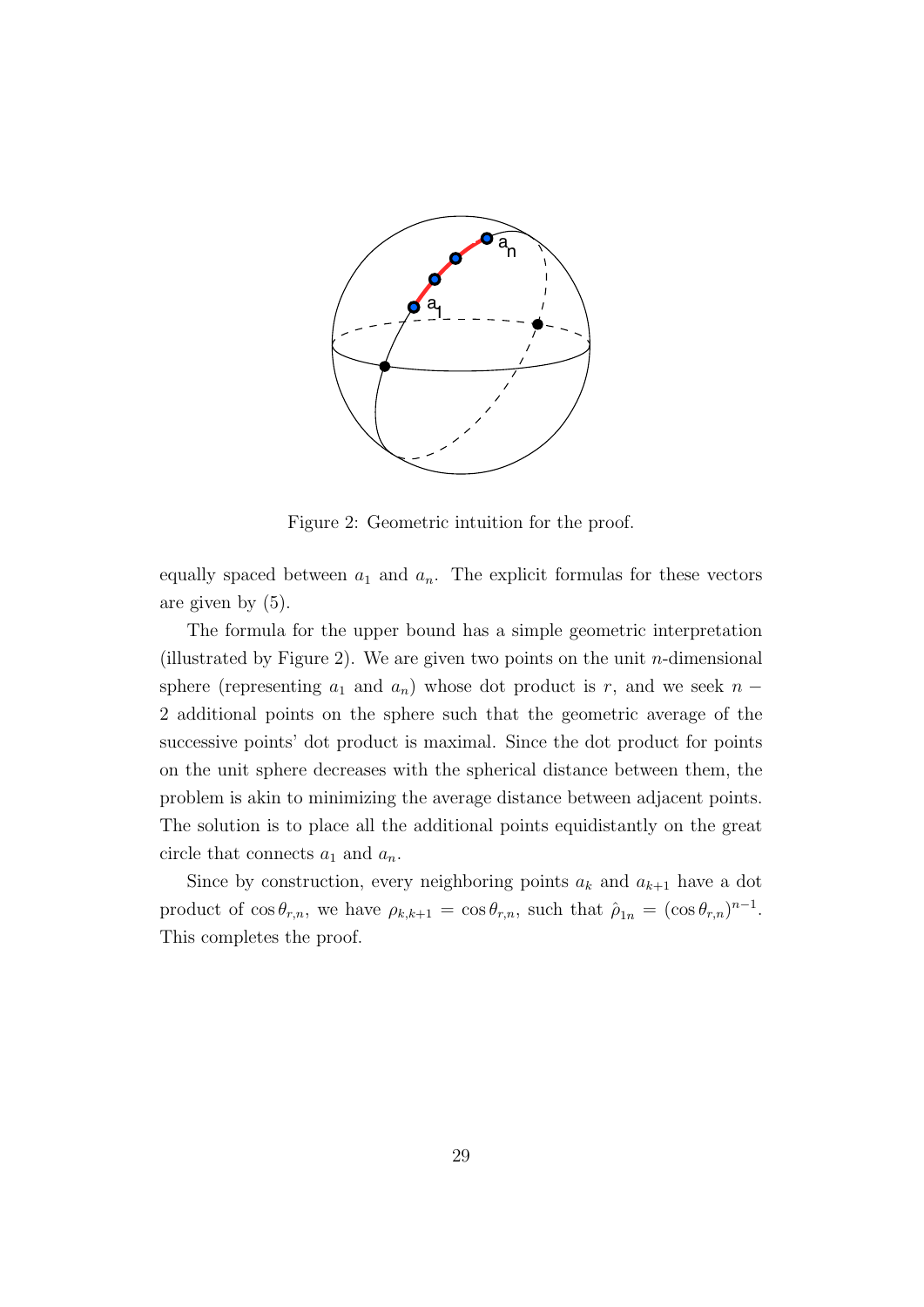Figure 2: Geometric intuition for the proof.

equally spaced between $a_1$ and $a_n$. The explicit formulas for these vectors are given by (5).

The formula for the upper bound has a simple geometric interpretation (illustrated by Figure 2). We are given two points on the unit $n$-dimensional sphere (representing $a_1$ and $a_n$) whose dot product is $r$, and we seek $n-2$ additional points on the sphere such that the geometric average of the successive points' dot product is maximal. Since the dot product for points on the unit sphere decreases with the spherical distance between them, the problem is akin to minimizing the average distance between adjacent points. The solution is to place all the additional points equidistantly on the great circle that connects $a_1$ and $a_n$.

Since by construction, every neighboring points $a_k$ and $a_{k+1}$ have a dot product of $\cos\theta_{r,n}$, we have $\rho_{k,k+1} = \cos\theta_{r,n}$, such that $\hat{\rho}_{1n} = (\cos\theta_{r,n})^{n-1}$. This completes the proof.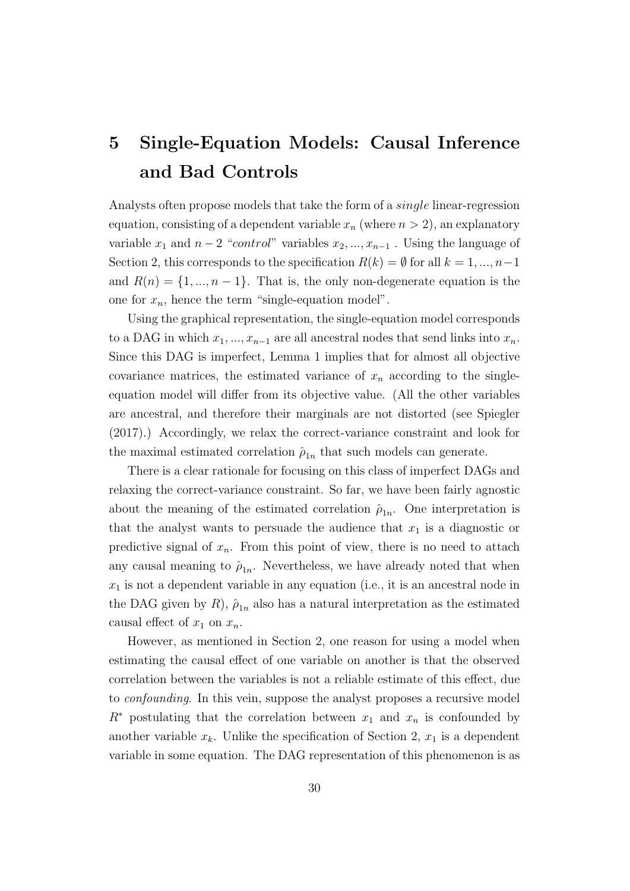# 5 Single-Equation Models: Causal Inference and Bad Controls

Analysts often propose models that take the form of a *single* linear-regression equation, consisting of a dependent variable $x_n$ (where $n > 2$), an explanatory variable $x_1$ and $n-2$ "*control*" variables $x_2, ..., x_{n-1}$ . Using the language of Section 2, this corresponds to the specification $R(k) = \emptyset$ for all $k = 1, ..., n-1$ and $R(n) = \{1, ..., n-1\}$. That is, the only non-degenerate equation is the one for $x_n$, hence the term "single-equation model".

Using the graphical representation, the single-equation model corresponds to a DAG in which $x_1, ..., x_{n-1}$ are all ancestral nodes that send links into $x_n$. Since this DAG is imperfect, Lemma 1 implies that for almost all objective covariance matrices, the estimated variance of $x_n$ according to the single-equation model will differ from its objective value. (All the other variables are ancestral, and therefore their marginals are not distorted (see Spiegler (2017).) Accordingly, we relax the correct-variance constraint and look for the maximal estimated correlation $\hat{\rho}_{1n}$ that such models can generate.

There is a clear rationale for focusing on this class of imperfect DAGs and relaxing the correct-variance constraint. So far, we have been fairly agnostic about the meaning of the estimated correlation $\hat{\rho}_{1n}$. One interpretation is that the analyst wants to persuade the audience that $x_1$ is a diagnostic or predictive signal of $x_n$. From this point of view, there is no need to attach any causal meaning to $\hat{\rho}_{1n}$. Nevertheless, we have already noted that when $x_1$ is not a dependent variable in any equation (i.e., it is an ancestral node in the DAG given by $R$), $\hat{\rho}_{1n}$ also has a natural interpretation as the estimated causal effect of $x_1$ on $x_n$.

However, as mentioned in Section 2, one reason for using a model when estimating the causal effect of one variable on another is that the observed correlation between the variables is not a reliable estimate of this effect, due to *confounding*. In this vein, suppose the analyst proposes a recursive model $R^*$ postulating that the correlation between $x_1$ and $x_n$ is confounded by another variable $x_k$. Unlike the specification of Section 2, $x_1$ is a dependent variable in some equation. The DAG representation of this phenomenon is as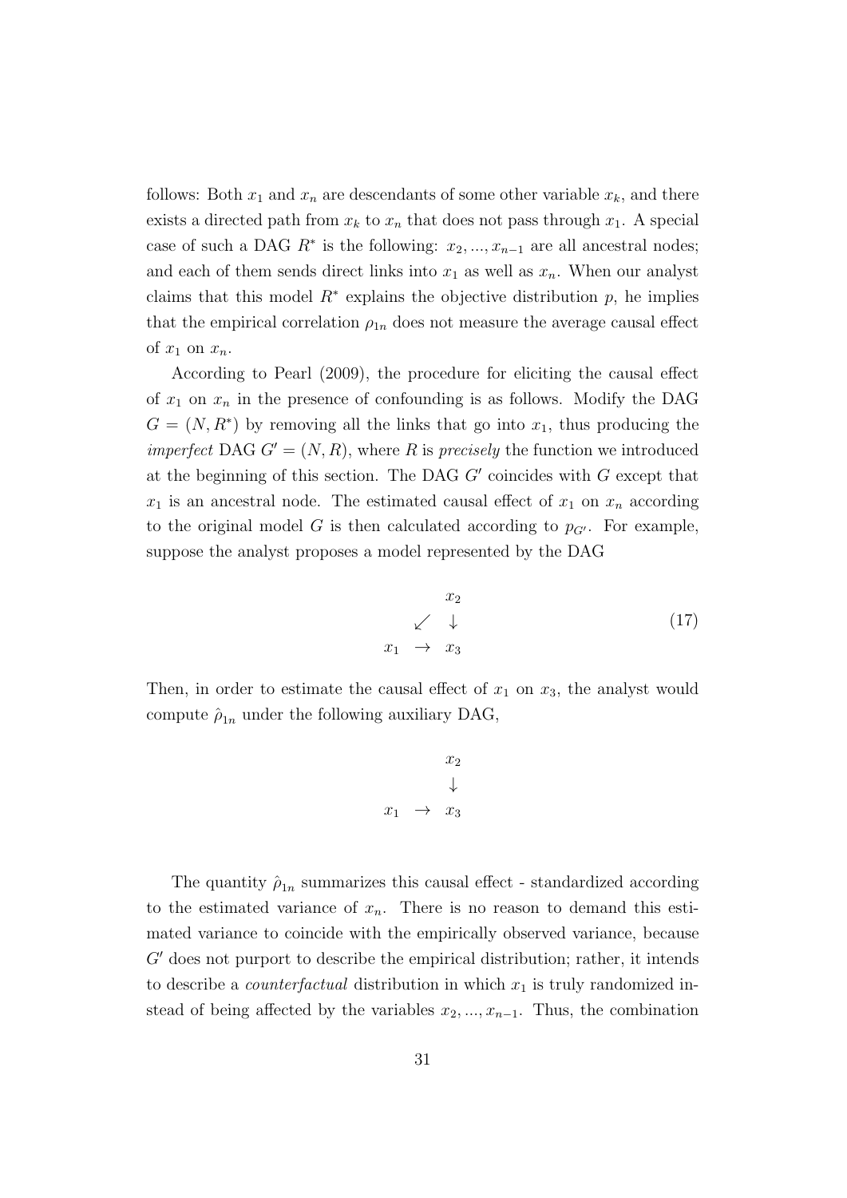follows: Both $x_1$ and $x_n$ are descendants of some other variable $x_k$, and there exists a directed path from $x_k$ to $x_n$ that does not pass through $x_1$. A special case of such a DAG $R^*$ is the following: $x_2, ..., x_{n-1}$ are all ancestral nodes; and each of them sends direct links into $x_1$ as well as $x_n$. When our analyst claims that this model $R^*$ explains the objective distribution $p$, he implies that the empirical correlation $\rho_{1n}$ does not measure the average causal effect of $x_1$ on $x_n$.

According to Pearl (2009), the procedure for eliciting the causal effect of $x_1$ on $x_n$ in the presence of confounding is as follows. Modify the DAG $G = (N, R^*)$ by removing all the links that go into $x_1$, thus producing the *imperfect* DAG $G' = (N, R)$, where $R$ is *precisely* the function we introduced at the beginning of this section. The DAG $G'$ coincides with $G$ except that $x_1$ is an ancestral node. The estimated causal effect of $x_1$ on $x_n$ according to the original model $G$ is then calculated according to $p_{G'}$. For example, suppose the analyst proposes a model represented by the DAG

$$\begin{array}{ccc} & & x_2 \\ & \swarrow & \downarrow \\ x_1 & \rightarrow & x_3 \end{array} \tag{17}$$

Then, in order to estimate the causal effect of $x_1$ on $x_3$, the analyst would compute $\hat{\rho}_{1n}$ under the following auxiliary DAG,

$$\begin{array}{ccc} & & x_2 \\ & & \downarrow \\ x_1 & \rightarrow & x_3 \end{array}$$

The quantity $\hat{\rho}_{1n}$ summarizes this causal effect - standardized according to the estimated variance of $x_n$. There is no reason to demand this estimated variance to coincide with the empirically observed variance, because $G'$ does not purport to describe the empirical distribution; rather, it intends to describe a *counterfactual* distribution in which $x_1$ is truly randomized instead of being affected by the variables $x_2, ..., x_{n-1}$. Thus, the combination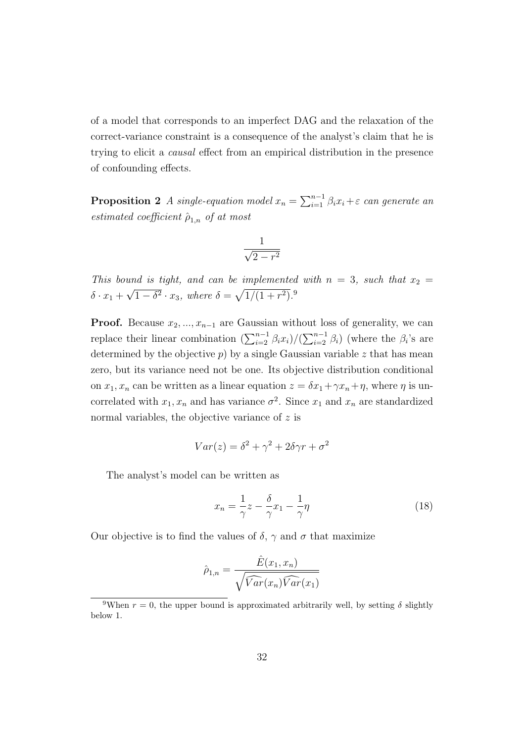of a model that corresponds to an imperfect DAG and the relaxation of the correct-variance constraint is a consequence of the analyst's claim that he is trying to elicit a *causal* effect from an empirical distribution in the presence of confounding effects.

**Proposition 2** *A single-equation model $x_n = \sum_{i=1}^{n-1} \beta_i x_i + \varepsilon$ can generate an estimated coefficient $\hat{\rho}_{1,n}$ of at most*

$$\frac{1}{\sqrt{2 - r^2}}$$

*This bound is tight, and can be implemented with $n = 3$, such that $x_2 = \delta \cdot x_1 + \sqrt{1 - \delta^2} \cdot x_3$, where $\delta = \sqrt{1/(1 + r^2)}$.*[9]

**Proof.** Because $x_2, ..., x_{n-1}$ are Gaussian without loss of generality, we can replace their linear combination $(\sum_{i=2}^{n-1} \beta_i x_i)/(\sum_{i=2}^{n-1} \beta_i)$ (where the $\beta_i$'s are determined by the objective $p$) by a single Gaussian variable $z$ that has mean zero, but its variance need not be one. Its objective distribution conditional on $x_1, x_n$ can be written as a linear equation $z = \delta x_1 + \gamma x_n + \eta$, where $\eta$ is uncorrelated with $x_1, x_n$ and has variance $\sigma^2$. Since $x_1$ and $x_n$ are standardized normal variables, the objective variance of $z$ is

$$Var(z) = \delta^2 + \gamma^2 + 2\delta\gamma r + \sigma^2$$

The analyst's model can be written as

$$x_n = \frac{1}{\gamma} z - \frac{\delta}{\gamma} x_1 - \frac{1}{\gamma} \eta \tag{18}$$

Our objective is to find the values of $\delta$, $\gamma$ and $\sigma$ that maximize

$$\hat{\rho}_{1,n} = \frac{\hat{E}(x_1, x_n)}{\sqrt{\widehat{Var}(x_n)\widehat{Var}(x_1)}}$$

[9] When $r = 0$, the upper bound is approximated arbitrarily well, by setting $\delta$ slightly below 1.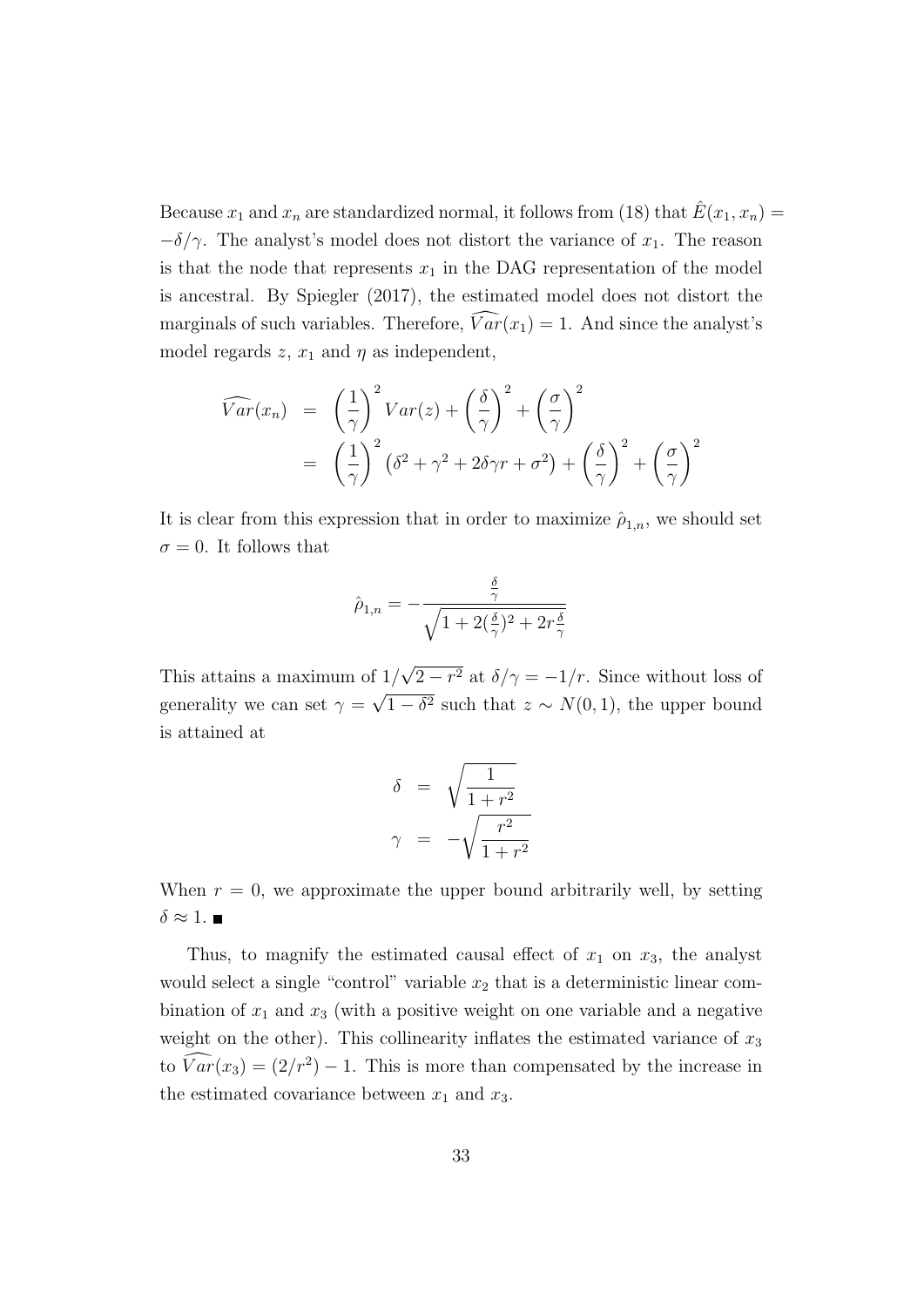Because $x_1$ and $x_n$ are standardized normal, it follows from (18) that $\hat{E}(x_1, x_n) = -\delta/\gamma$. The analyst's model does not distort the variance of $x_1$. The reason is that the node that represents $x_1$ in the DAG representation of the model is ancestral. By Spiegler (2017), the estimated model does not distort the marginals of such variables. Therefore, $\widehat{Var}(x_1) = 1$. And since the analyst's model regards $z$, $x_1$ and $\eta$ as independent,

$$
\begin{aligned}
\widehat{Var}(x_n) &= \left(\frac{1}{\gamma}\right)^2 Var(z) + \left(\frac{\delta}{\gamma}\right)^2 + \left(\frac{\sigma}{\gamma}\right)^2 \\
&= \left(\frac{1}{\gamma}\right)^2 \left(\delta^2 + \gamma^2 + 2\delta\gamma r + \sigma^2\right) + \left(\frac{\delta}{\gamma}\right)^2 + \left(\frac{\sigma}{\gamma}\right)^2
\end{aligned}
$$

It is clear from this expression that in order to maximize $\hat{\rho}_{1,n}$, we should set $\sigma = 0$. It follows that

$$
\hat{\rho}_{1,n} = -\frac{\frac{\delta}{\gamma}}{\sqrt{1 + 2(\frac{\delta}{\gamma})^2 + 2r\frac{\delta}{\gamma}}}
$$

This attains a maximum of $1/\sqrt{2 - r^2}$ at $\delta/\gamma = -1/r$. Since without loss of generality we can set $\gamma = \sqrt{1 - \delta^2}$ such that $z \sim N(0, 1)$, the upper bound is attained at

$$
\begin{aligned}
\delta &= \sqrt{\frac{1}{1 + r^2}} \\
\gamma &= -\sqrt{\frac{r^2}{1 + r^2}}
\end{aligned}
$$

When $r = 0$, we approximate the upper bound arbitrarily well, by setting $\delta \approx 1$. ∎

Thus, to magnify the estimated causal effect of $x_1$ on $x_3$, the analyst would select a single "control" variable $x_2$ that is a deterministic linear combination of $x_1$ and $x_3$ (with a positive weight on one variable and a negative weight on the other). This collinearity inflates the estimated variance of $x_3$ to $\widehat{Var}(x_3) = (2/r^2) - 1$. This is more than compensated by the increase in the estimated covariance between $x_1$ and $x_3$.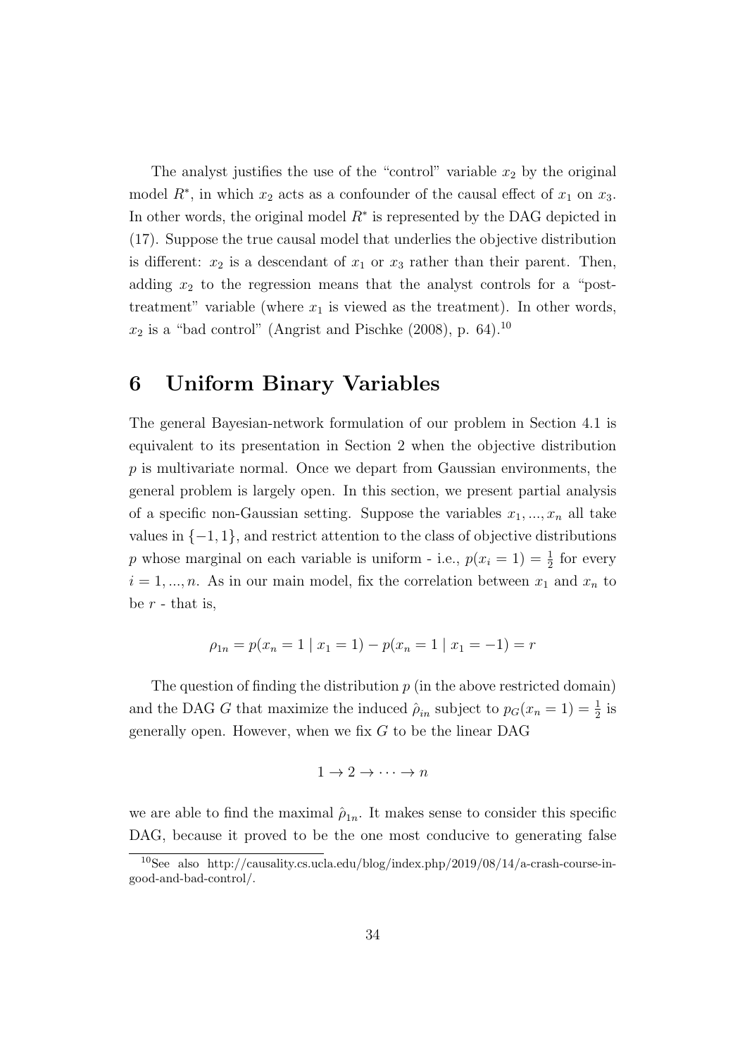The analyst justifies the use of the "control" variable $x_2$ by the original model $R^*$, in which $x_2$ acts as a confounder of the causal effect of $x_1$ on $x_3$. In other words, the original model $R^*$ is represented by the DAG depicted in (17). Suppose the true causal model that underlies the objective distribution is different: $x_2$ is a descendant of $x_1$ or $x_3$ rather than their parent. Then, adding $x_2$ to the regression means that the analyst controls for a "post-treatment" variable (where $x_1$ is viewed as the treatment). In other words, $x_2$ is a "bad control" (Angrist and Pischke (2008), p. 64).[10]

# 6 Uniform Binary Variables

The general Bayesian-network formulation of our problem in Section 4.1 is equivalent to its presentation in Section 2 when the objective distribution $p$ is multivariate normal. Once we depart from Gaussian environments, the general problem is largely open. In this section, we present partial analysis of a specific non-Gaussian setting. Suppose the variables $x_1, ..., x_n$ all take values in $\{-1, 1\}$, and restrict attention to the class of objective distributions $p$ whose marginal on each variable is uniform - i.e., $p(x_i = 1) = \frac{1}{2}$ for every $i = 1, ..., n$. As in our main model, fix the correlation between $x_1$ and $x_n$ to be $r$ - that is,

$$\rho_{1n} = p(x_n = 1 \mid x_1 = 1) - p(x_n = 1 \mid x_1 = -1) = r$$

The question of finding the distribution $p$ (in the above restricted domain) and the DAG $G$ that maximize the induced $\hat{\rho}_{in}$ subject to $p_G(x_n = 1) = \frac{1}{2}$ is generally open. However, when we fix $G$ to be the linear DAG

$$1 \rightarrow 2 \rightarrow \cdots \rightarrow n$$

we are able to find the maximal $\hat{\rho}_{1n}$. It makes sense to consider this specific DAG, because it proved to be the one most conducive to generating false

[10] See also http://causality.cs.ucla.edu/blog/index.php/2019/08/14/a-crash-course-in-good-and-bad-control/.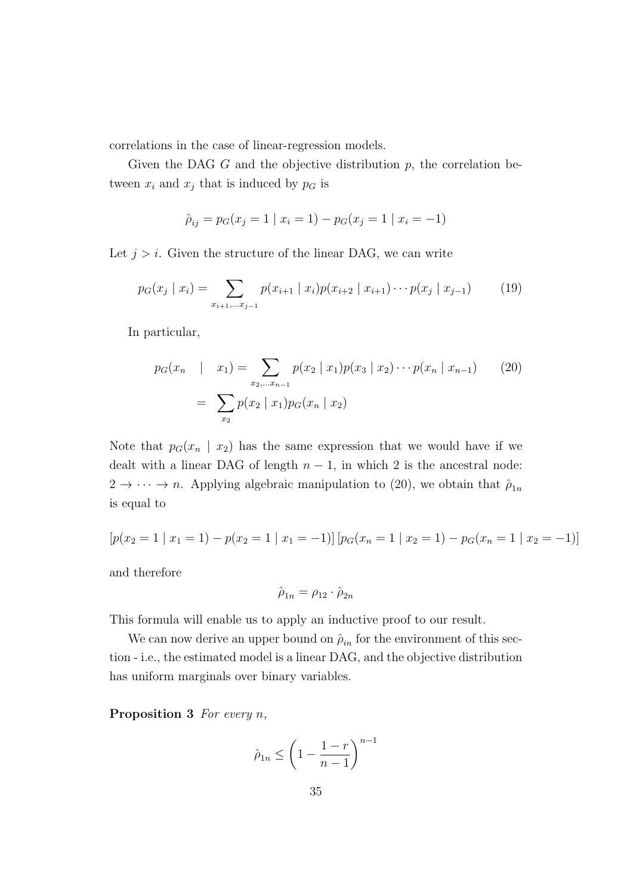correlations in the case of linear-regression models.

Given the DAG $G$ and the objective distribution $p$, the correlation between $x_i$ and $x_j$ that is induced by $p_G$ is

$$\hat{\rho}_{ij} = p_G(x_j = 1 \mid x_i = 1) - p_G(x_j = 1 \mid x_i = -1)$$

Let $j > i$. Given the structure of the linear DAG, we can write

$$p_G(x_j \mid x_i) = \sum_{x_{i+1},\ldots x_{j-1}} p(x_{i+1} \mid x_i) p(x_{i+2} \mid x_{i+1}) \cdots p(x_j \mid x_{j-1}) \tag{19}$$

In particular,

$$\begin{aligned} p_G(x_n \mid x_1) &= \sum_{x_2,\ldots x_{n-1}} p(x_2 \mid x_1) p(x_3 \mid x_2) \cdots p(x_n \mid x_{n-1}) \qquad (20) \\ &= \sum_{x_2} p(x_2 \mid x_1) p_G(x_n \mid x_2) \end{aligned}$$

Note that $p_G(x_n \mid x_2)$ has the same expression that we would have if we dealt with a linear DAG of length $n-1$, in which 2 is the ancestral node: $2 \rightarrow \cdots \rightarrow n$. Applying algebraic manipulation to (20), we obtain that $\hat{\rho}_{1n}$ is equal to

$$[p(x_2 = 1 \mid x_1 = 1) - p(x_2 = 1 \mid x_1 = -1)] \, [p_G(x_n = 1 \mid x_2 = 1) - p_G(x_n = 1 \mid x_2 = -1)]$$

and therefore

$$\hat{\rho}_{1n} = \rho_{12} \cdot \hat{\rho}_{2n}$$

This formula will enable us to apply an inductive proof to our result.

We can now derive an upper bound on $\hat{\rho}_{in}$ for the environment of this section - i.e., the estimated model is a linear DAG, and the objective distribution has uniform marginals over binary variables.

**Proposition 3** *For every* $n$*,*

$$\hat{\rho}_{1n} \leq \left(1 - \frac{1-r}{n-1}\right)^{n-1}$$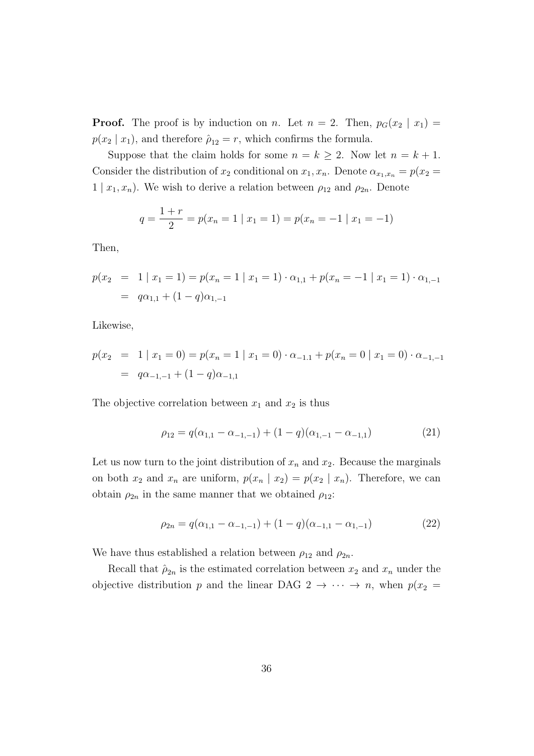**Proof.** The proof is by induction on $n$. Let $n = 2$. Then, $p_G(x_2 \mid x_1) = p(x_2 \mid x_1)$, and therefore $\hat{\rho}_{12} = r$, which confirms the formula.

Suppose that the claim holds for some $n = k \geq 2$. Now let $n = k + 1$. Consider the distribution of $x_2$ conditional on $x_1, x_n$. Denote $\alpha_{x_1,x_n} = p(x_2 = 1 \mid x_1, x_n)$. We wish to derive a relation between $\rho_{12}$ and $\rho_{2n}$. Denote

$$q = \frac{1+r}{2} = p(x_n = 1 \mid x_1 = 1) = p(x_n = -1 \mid x_1 = -1)$$

Then,

$$\begin{aligned}
p(x_2 &= 1 \mid x_1 = 1) = p(x_n = 1 \mid x_1 = 1) \cdot \alpha_{1,1} + p(x_n = -1 \mid x_1 = 1) \cdot \alpha_{1,-1} \\
&= q\alpha_{1,1} + (1-q)\alpha_{1,-1}
\end{aligned}$$

Likewise,

$$\begin{aligned}
p(x_2 &= 1 \mid x_1 = 0) = p(x_n = 1 \mid x_1 = 0) \cdot \alpha_{-1.1} + p(x_n = 0 \mid x_1 = 0) \cdot \alpha_{-1,-1} \\
&= q\alpha_{-1,-1} + (1-q)\alpha_{-1,1}
\end{aligned}$$

The objective correlation between $x_1$ and $x_2$ is thus

$$\rho_{12} = q(\alpha_{1,1} - \alpha_{-1,-1}) + (1-q)(\alpha_{1,-1} - \alpha_{-1,1}) \tag{21}$$

Let us now turn to the joint distribution of $x_n$ and $x_2$. Because the marginals on both $x_2$ and $x_n$ are uniform, $p(x_n \mid x_2) = p(x_2 \mid x_n)$. Therefore, we can obtain $\rho_{2n}$ in the same manner that we obtained $\rho_{12}$:

$$\rho_{2n} = q(\alpha_{1,1} - \alpha_{-1,-1}) + (1-q)(\alpha_{-1,1} - \alpha_{1,-1}) \tag{22}$$

We have thus established a relation between $\rho_{12}$ and $\rho_{2n}$.

Recall that $\hat{\rho}_{2n}$ is the estimated correlation between $x_2$ and $x_n$ under the objective distribution $p$ and the linear DAG $2 \to \cdots \to n$, when $p(x_2 =$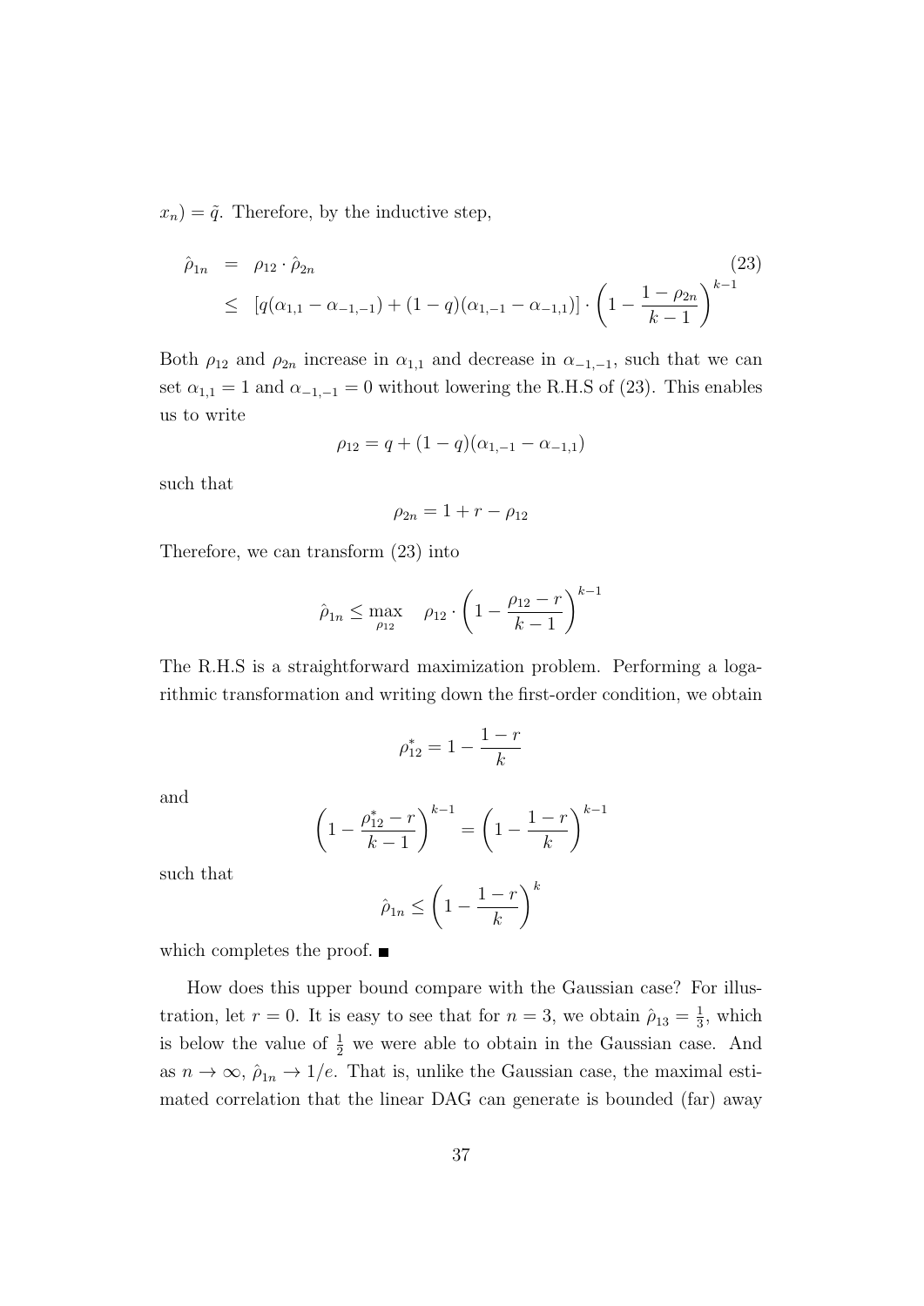$x_n) = \tilde{q}$. Therefore, by the inductive step,

$$
\begin{aligned}
\hat{\rho}_{1n} &= \rho_{12} \cdot \hat{\rho}_{2n} \\
&\leq [q(\alpha_{1,1} - \alpha_{-1,-1}) + (1-q)(\alpha_{1,-1} - \alpha_{-1,1})] \cdot \left(1 - \frac{1-\rho_{2n}}{k-1}\right)^{k-1}
\end{aligned}
\tag{23}
$$

Both $\rho_{12}$ and $\rho_{2n}$ increase in $\alpha_{1,1}$ and decrease in $\alpha_{-1,-1}$, such that we can set $\alpha_{1,1} = 1$ and $\alpha_{-1,-1} = 0$ without lowering the R.H.S of (23). This enables us to write

$$\rho_{12} = q + (1-q)(\alpha_{1,-1} - \alpha_{-1,1})$$

such that

$$\rho_{2n} = 1 + r - \rho_{12}$$

Therefore, we can transform (23) into

$$\hat{\rho}_{1n} \leq \max_{\rho_{12}} \quad \rho_{12} \cdot \left(1 - \frac{\rho_{12} - r}{k-1}\right)^{k-1}$$

The R.H.S is a straightforward maximization problem. Performing a logarithmic transformation and writing down the first-order condition, we obtain

$$\rho_{12}^{*} = 1 - \frac{1-r}{k}$$

and

$$\left(1 - \frac{\rho_{12}^{*} - r}{k-1}\right)^{k-1} = \left(1 - \frac{1-r}{k}\right)^{k-1}$$

such that

$$\hat{\rho}_{1n} \leq \left(1 - \frac{1-r}{k}\right)^{k}$$

which completes the proof. ■

How does this upper bound compare with the Gaussian case? For illustration, let $r = 0$. It is easy to see that for $n = 3$, we obtain $\hat{\rho}_{13} = \frac{1}{3}$, which is below the value of $\frac{1}{2}$ we were able to obtain in the Gaussian case. And as $n \to \infty$, $\hat{\rho}_{1n} \to 1/e$. That is, unlike the Gaussian case, the maximal estimated correlation that the linear DAG can generate is bounded (far) away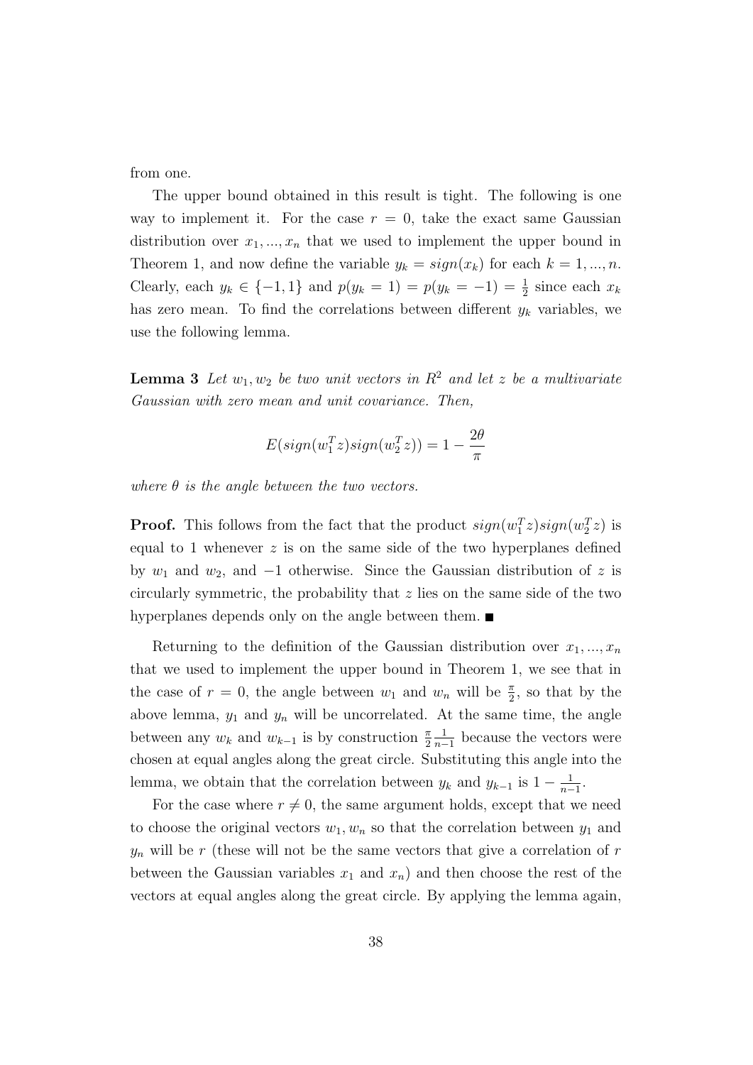from one.

The upper bound obtained in this result is tight. The following is one way to implement it. For the case $r = 0$, take the exact same Gaussian distribution over $x_1, ..., x_n$ that we used to implement the upper bound in Theorem 1, and now define the variable $y_k = sign(x_k)$ for each $k = 1, ..., n$. Clearly, each $y_k \in \{-1, 1\}$ and $p(y_k = 1) = p(y_k = -1) = \frac{1}{2}$ since each $x_k$ has zero mean. To find the correlations between different $y_k$ variables, we use the following lemma.

**Lemma 3** *Let $w_1, w_2$ be two unit vectors in $R^2$ and let $z$ be a multivariate Gaussian with zero mean and unit covariance. Then,*

$$E(sign(w_1^T z) sign(w_2^T z)) = 1 - \frac{2\theta}{\pi}$$

*where $\theta$ is the angle between the two vectors.*

**Proof.** This follows from the fact that the product $sign(w_1^T z) sign(w_2^T z)$ is equal to 1 whenever $z$ is on the same side of the two hyperplanes defined by $w_1$ and $w_2$, and $-1$ otherwise. Since the Gaussian distribution of $z$ is circularly symmetric, the probability that $z$ lies on the same side of the two hyperplanes depends only on the angle between them. ■

Returning to the definition of the Gaussian distribution over $x_1, ..., x_n$ that we used to implement the upper bound in Theorem 1, we see that in the case of $r = 0$, the angle between $w_1$ and $w_n$ will be $\frac{\pi}{2}$, so that by the above lemma, $y_1$ and $y_n$ will be uncorrelated. At the same time, the angle between any $w_k$ and $w_{k-1}$ is by construction $\frac{\pi}{2}\frac{1}{n-1}$ because the vectors were chosen at equal angles along the great circle. Substituting this angle into the lemma, we obtain that the correlation between $y_k$ and $y_{k-1}$ is $1 - \frac{1}{n-1}$.

For the case where $r \neq 0$, the same argument holds, except that we need to choose the original vectors $w_1, w_n$ so that the correlation between $y_1$ and $y_n$ will be $r$ (these will not be the same vectors that give a correlation of $r$ between the Gaussian variables $x_1$ and $x_n$) and then choose the rest of the vectors at equal angles along the great circle. By applying the lemma again,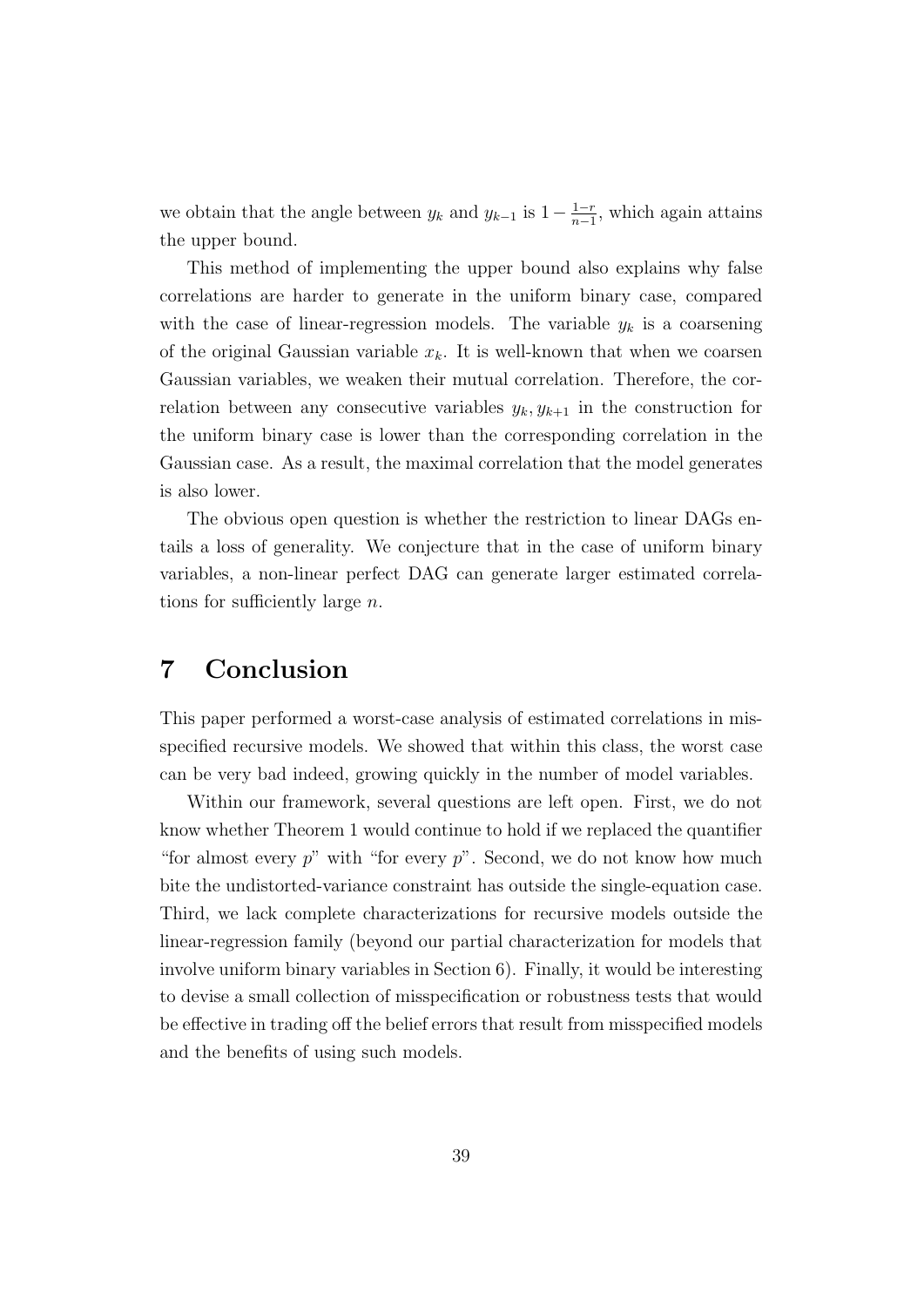we obtain that the angle between $y_k$ and $y_{k-1}$ is $1 - \frac{1-r}{n-1}$, which again attains the upper bound.

This method of implementing the upper bound also explains why false correlations are harder to generate in the uniform binary case, compared with the case of linear-regression models. The variable $y_k$ is a coarsening of the original Gaussian variable $x_k$. It is well-known that when we coarsen Gaussian variables, we weaken their mutual correlation. Therefore, the correlation between any consecutive variables $y_k, y_{k+1}$ in the construction for the uniform binary case is lower than the corresponding correlation in the Gaussian case. As a result, the maximal correlation that the model generates is also lower.

The obvious open question is whether the restriction to linear DAGs entails a loss of generality. We conjecture that in the case of uniform binary variables, a non-linear perfect DAG can generate larger estimated correlations for sufficiently large $n$.

# 7 Conclusion

This paper performed a worst-case analysis of estimated correlations in misspecified recursive models. We showed that within this class, the worst case can be very bad indeed, growing quickly in the number of model variables.

Within our framework, several questions are left open. First, we do not know whether Theorem 1 would continue to hold if we replaced the quantifier "for almost every $p$" with "for every $p$". Second, we do not know how much bite the undistorted-variance constraint has outside the single-equation case. Third, we lack complete characterizations for recursive models outside the linear-regression family (beyond our partial characterization for models that involve uniform binary variables in Section 6). Finally, it would be interesting to devise a small collection of misspecification or robustness tests that would be effective in trading off the belief errors that result from misspecified models and the benefits of using such models.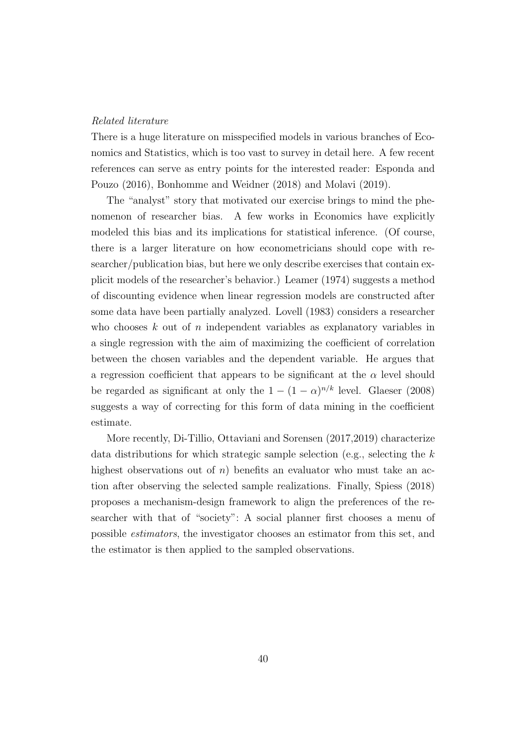*Related literature*

There is a huge literature on misspecified models in various branches of Economics and Statistics, which is too vast to survey in detail here. A few recent references can serve as entry points for the interested reader: Esponda and Pouzo (2016), Bonhomme and Weidner (2018) and Molavi (2019).

The "analyst" story that motivated our exercise brings to mind the phenomenon of researcher bias. A few works in Economics have explicitly modeled this bias and its implications for statistical inference. (Of course, there is a larger literature on how econometricians should cope with researcher/publication bias, but here we only describe exercises that contain explicit models of the researcher's behavior.) Leamer (1974) suggests a method of discounting evidence when linear regression models are constructed after some data have been partially analyzed. Lovell (1983) considers a researcher who chooses $k$ out of $n$ independent variables as explanatory variables in a single regression with the aim of maximizing the coefficient of correlation between the chosen variables and the dependent variable. He argues that a regression coefficient that appears to be significant at the $\alpha$ level should be regarded as significant at only the $1 - (1 - \alpha)^{n/k}$ level. Glaeser (2008) suggests a way of correcting for this form of data mining in the coefficient estimate.

More recently, Di-Tillio, Ottaviani and Sorensen (2017,2019) characterize data distributions for which strategic sample selection (e.g., selecting the $k$ highest observations out of $n$) benefits an evaluator who must take an action after observing the selected sample realizations. Finally, Spiess (2018) proposes a mechanism-design framework to align the preferences of the researcher with that of "society": A social planner first chooses a menu of possible *estimators*, the investigator chooses an estimator from this set, and the estimator is then applied to the sampled observations.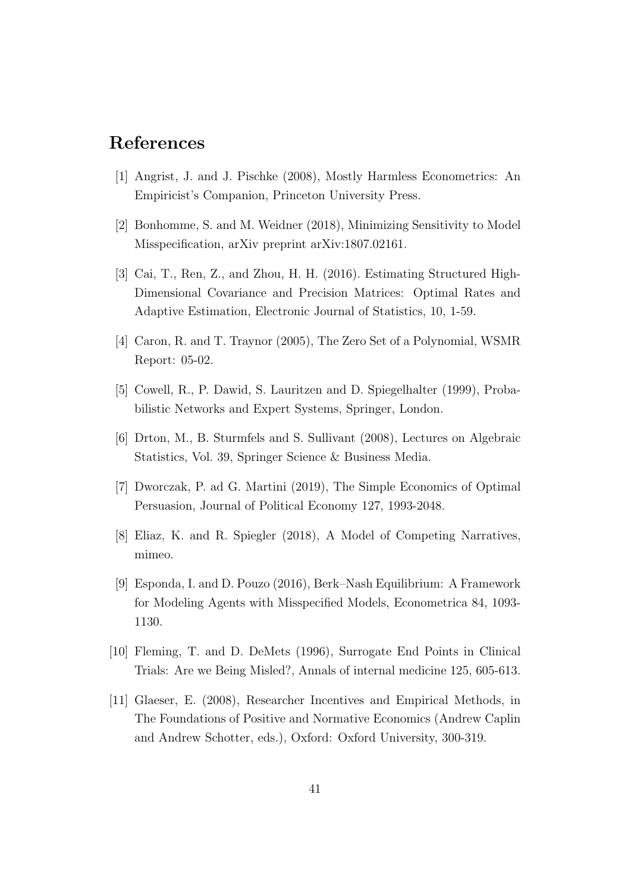## References

[1] Angrist, J. and J. Pischke (2008), Mostly Harmless Econometrics: An Empiricist's Companion, Princeton University Press.

[2] Bonhomme, S. and M. Weidner (2018), Minimizing Sensitivity to Model Misspecification, arXiv preprint arXiv:1807.02161.

[3] Cai, T., Ren, Z., and Zhou, H. H. (2016). Estimating Structured High-Dimensional Covariance and Precision Matrices: Optimal Rates and Adaptive Estimation, Electronic Journal of Statistics, 10, 1-59.

[4] Caron, R. and T. Traynor (2005), The Zero Set of a Polynomial, WSMR Report: 05-02.

[5] Cowell, R., P. Dawid, S. Lauritzen and D. Spiegelhalter (1999), Probabilistic Networks and Expert Systems, Springer, London.

[6] Drton, M., B. Sturmfels and S. Sullivant (2008), Lectures on Algebraic Statistics, Vol. 39, Springer Science & Business Media.

[7] Dworczak, P. ad G. Martini (2019), The Simple Economics of Optimal Persuasion, Journal of Political Economy 127, 1993-2048.

[8] Eliaz, K. and R. Spiegler (2018), A Model of Competing Narratives, mimeo.

[9] Esponda, I. and D. Pouzo (2016), Berk–Nash Equilibrium: A Framework for Modeling Agents with Misspecified Models, Econometrica 84, 1093-1130.

[10] Fleming, T. and D. DeMets (1996), Surrogate End Points in Clinical Trials: Are we Being Misled?, Annals of internal medicine 125, 605-613.

[11] Glaeser, E. (2008), Researcher Incentives and Empirical Methods, in The Foundations of Positive and Normative Economics (Andrew Caplin and Andrew Schotter, eds.), Oxford: Oxford University, 300-319.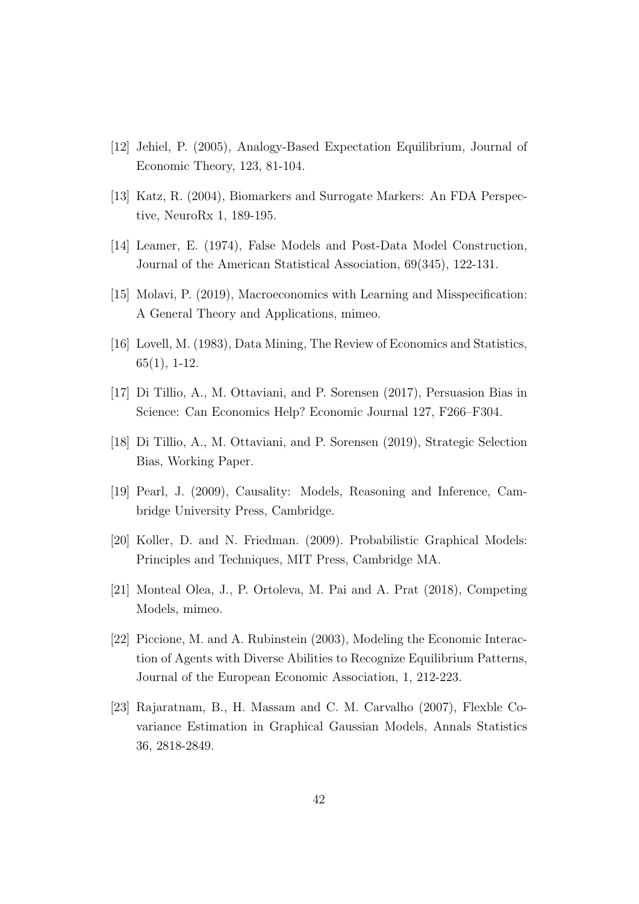[12] Jehiel, P. (2005), Analogy-Based Expectation Equilibrium, Journal of Economic Theory, 123, 81-104.

[13] Katz, R. (2004), Biomarkers and Surrogate Markers: An FDA Perspective, NeuroRx 1, 189-195.

[14] Leamer, E. (1974), False Models and Post-Data Model Construction, Journal of the American Statistical Association, 69(345), 122-131.

[15] Molavi, P. (2019), Macroeconomics with Learning and Misspecification: A General Theory and Applications, mimeo.

[16] Lovell, M. (1983), Data Mining, The Review of Economics and Statistics, 65(1), 1-12.

[17] Di Tillio, A., M. Ottaviani, and P. Sorensen (2017), Persuasion Bias in Science: Can Economics Help? Economic Journal 127, F266–F304.

[18] Di Tillio, A., M. Ottaviani, and P. Sorensen (2019), Strategic Selection Bias, Working Paper.

[19] Pearl, J. (2009), Causality: Models, Reasoning and Inference, Cambridge University Press, Cambridge.

[20] Koller, D. and N. Friedman. (2009). Probabilistic Graphical Models: Principles and Techniques, MIT Press, Cambridge MA.

[21] Monteal Olea, J., P. Ortoleva, M. Pai and A. Prat (2018), Competing Models, mimeo.

[22] Piccione, M. and A. Rubinstein (2003), Modeling the Economic Interaction of Agents with Diverse Abilities to Recognize Equilibrium Patterns, Journal of the European Economic Association, 1, 212-223.

[23] Rajaratnam, B., H. Massam and C. M. Carvalho (2007), Flexble Covariance Estimation in Graphical Gaussian Models, Annals Statistics 36, 2818-2849.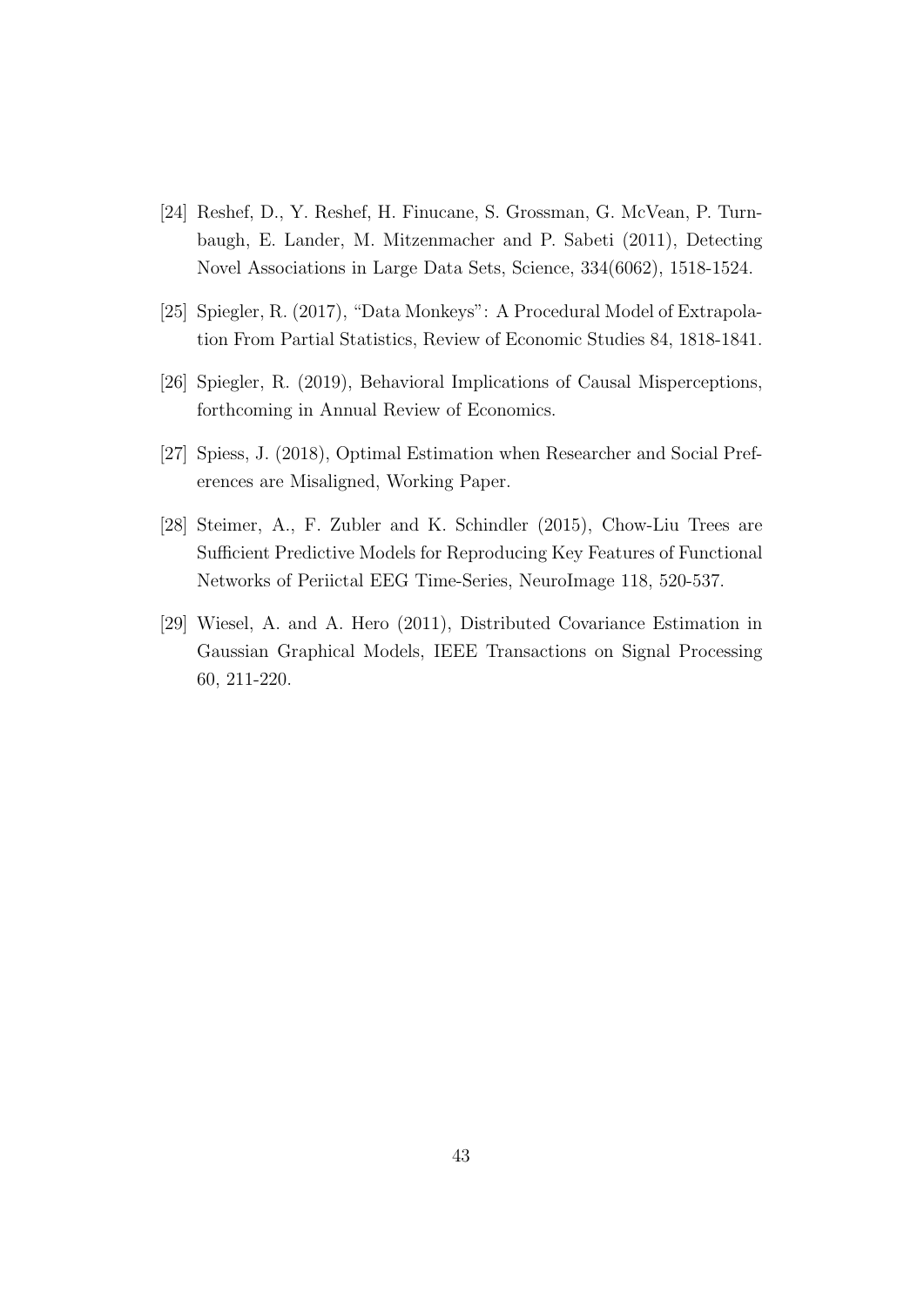[24] Reshef, D., Y. Reshef, H. Finucane, S. Grossman, G. McVean, P. Turnbaugh, E. Lander, M. Mitzenmacher and P. Sabeti (2011), Detecting Novel Associations in Large Data Sets, Science, 334(6062), 1518-1524.

[25] Spiegler, R. (2017), "Data Monkeys": A Procedural Model of Extrapolation From Partial Statistics, Review of Economic Studies 84, 1818-1841.

[26] Spiegler, R. (2019), Behavioral Implications of Causal Misperceptions, forthcoming in Annual Review of Economics.

[27] Spiess, J. (2018), Optimal Estimation when Researcher and Social Preferences are Misaligned, Working Paper.

[28] Steimer, A., F. Zubler and K. Schindler (2015), Chow-Liu Trees are Sufficient Predictive Models for Reproducing Key Features of Functional Networks of Periictal EEG Time-Series, NeuroImage 118, 520-537.

[29] Wiesel, A. and A. Hero (2011), Distributed Covariance Estimation in Gaussian Graphical Models, IEEE Transactions on Signal Processing 60, 211-220.